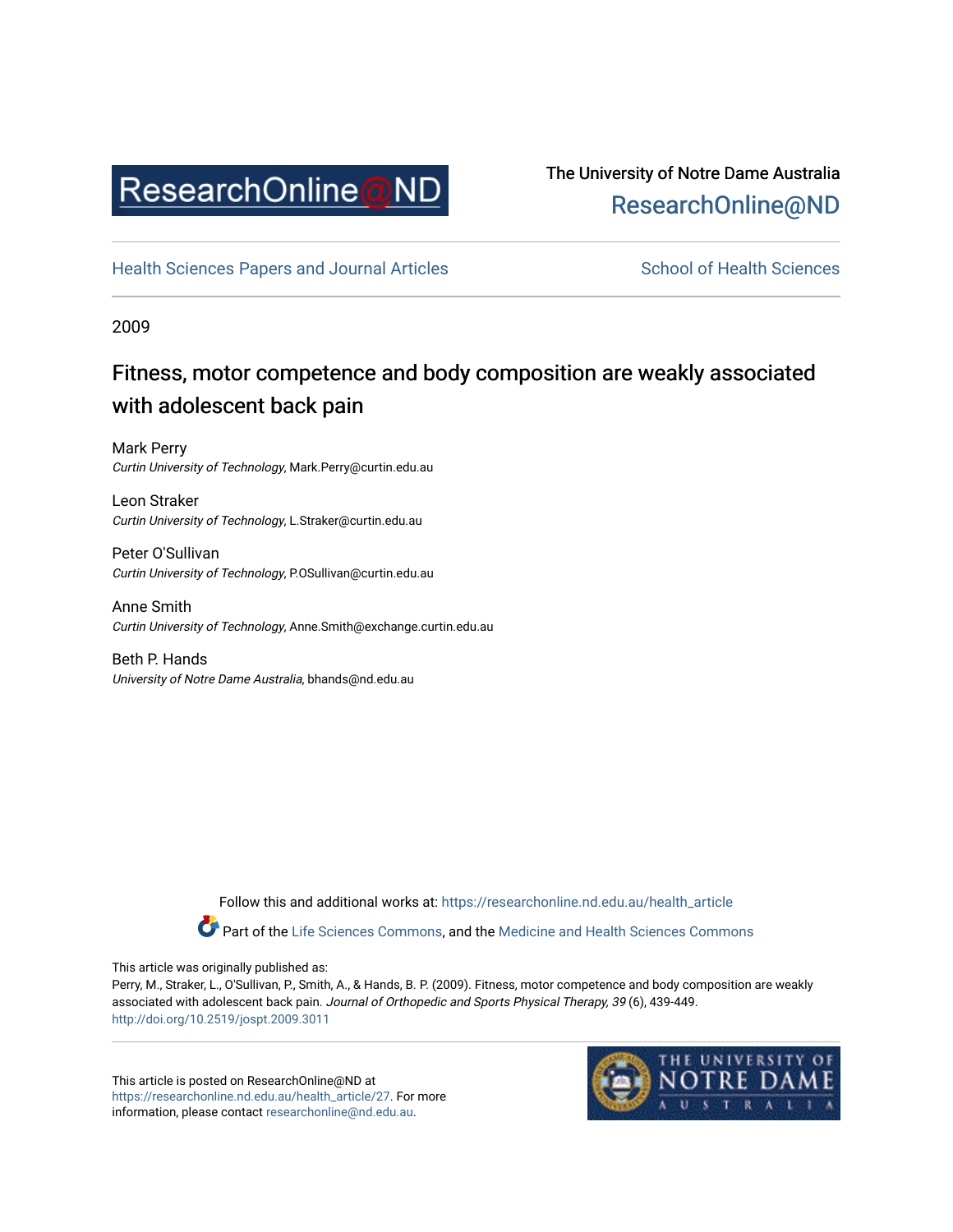ResearchOnline@ND

The University of Notre Dame Australia
ResearchOnline@ND

Health Sciences Papers and Journal Articles | School of Health Sciences

2009

# Fitness, motor competence and body composition are weakly associated with adolescent back pain

Mark Perry
*Curtin University of Technology*, Mark.Perry@curtin.edu.au

Leon Straker
*Curtin University of Technology*, L.Straker@curtin.edu.au

Peter O'Sullivan
*Curtin University of Technology*, P.OSullivan@curtin.edu.au

Anne Smith
*Curtin University of Technology*, Anne.Smith@exchange.curtin.edu.au

Beth P. Hands
*University of Notre Dame Australia*, bhands@nd.edu.au

Follow this and additional works at: https://researchonline.nd.edu.au/health_article

Part of the Life Sciences Commons, and the Medicine and Health Sciences Commons

This article was originally published as:
Perry, M., Straker, L., O'Sullivan, P., Smith, A., & Hands, B. P. (2009). Fitness, motor competence and body composition are weakly associated with adolescent back pain. *Journal of Orthopedic and Sports Physical Therapy, 39* (6), 439-449.
http://doi.org/10.2519/jospt.2009.3011

This article is posted on ResearchOnline@ND at https://researchonline.nd.edu.au/health_article/27. For more information, please contact researchonline@nd.edu.au.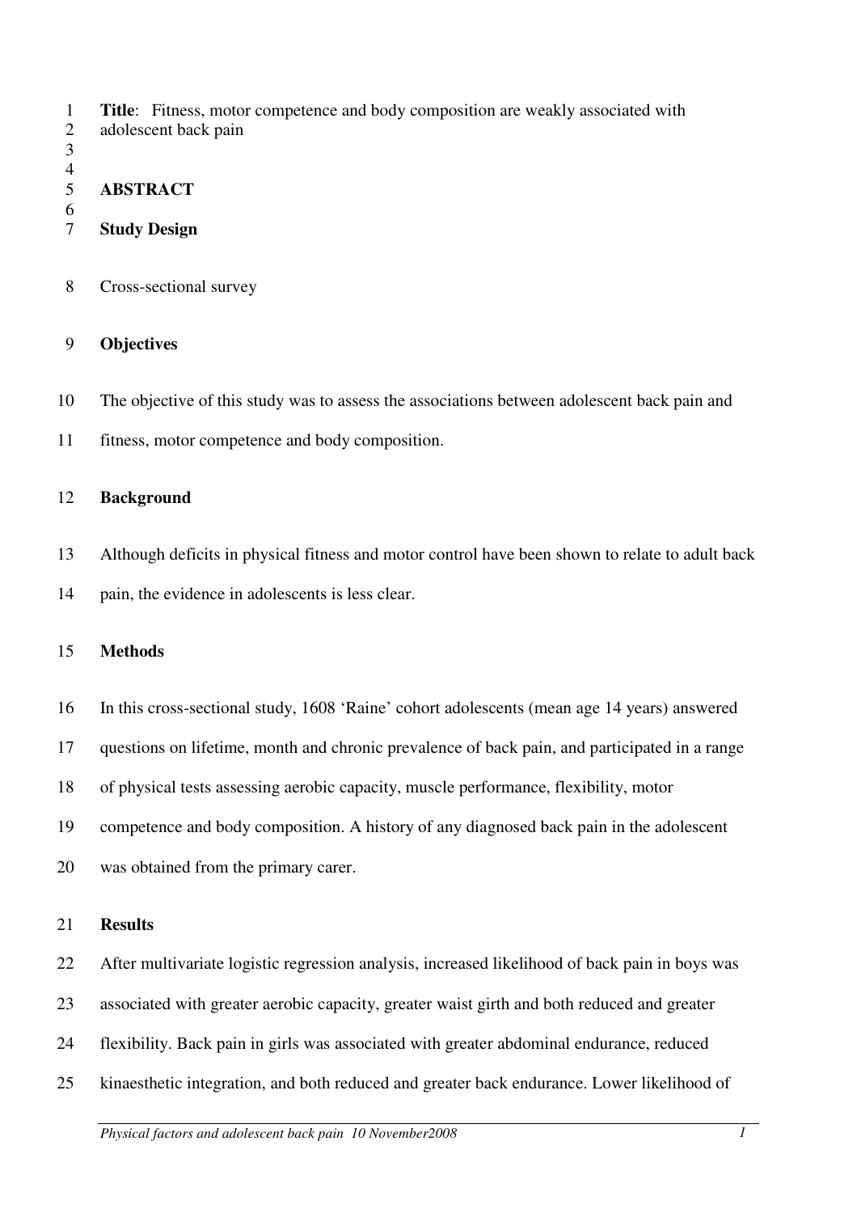**Title**: Fitness, motor competence and body composition are weakly associated with adolescent back pain

## ABSTRACT

### Study Design

Cross-sectional survey

### Objectives

The objective of this study was to assess the associations between adolescent back pain and fitness, motor competence and body composition.

### Background

Although deficits in physical fitness and motor control have been shown to relate to adult back pain, the evidence in adolescents is less clear.

### Methods

In this cross-sectional study, 1608 'Raine' cohort adolescents (mean age 14 years) answered questions on lifetime, month and chronic prevalence of back pain, and participated in a range of physical tests assessing aerobic capacity, muscle performance, flexibility, motor competence and body composition. A history of any diagnosed back pain in the adolescent was obtained from the primary carer.

### Results

After multivariate logistic regression analysis, increased likelihood of back pain in boys was associated with greater aerobic capacity, greater waist girth and both reduced and greater flexibility. Back pain in girls was associated with greater abdominal endurance, reduced kinaesthetic integration, and both reduced and greater back endurance. Lower likelihood of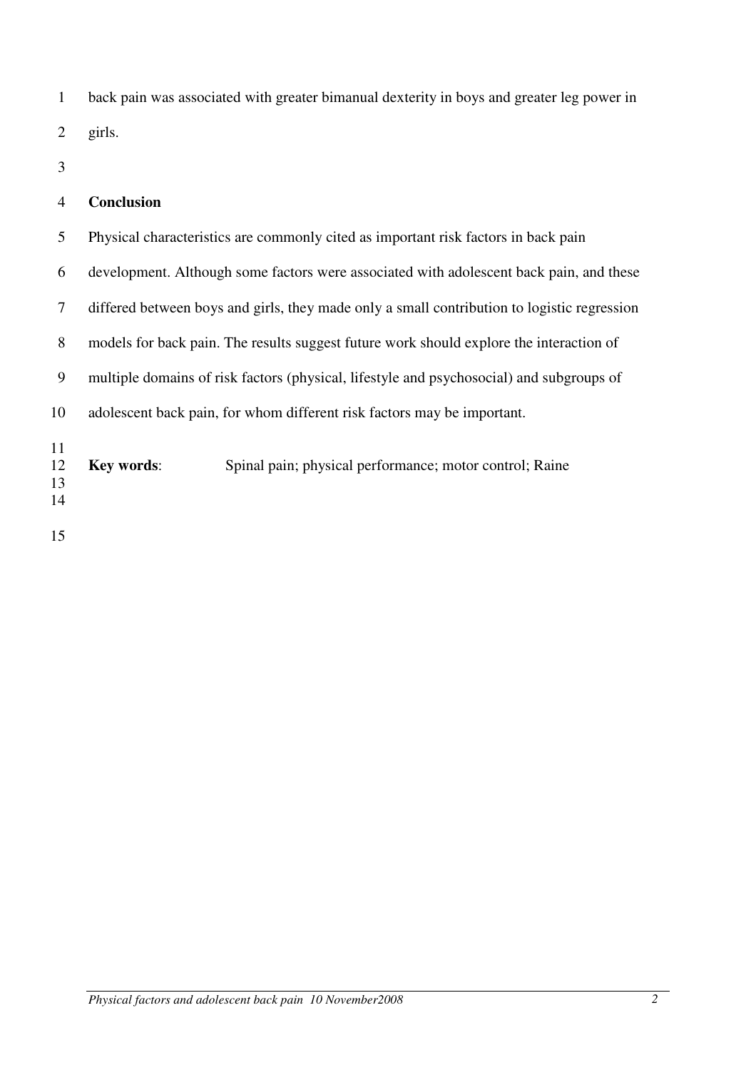back pain was associated with greater bimanual dexterity in boys and greater leg power in girls.

## Conclusion

Physical characteristics are commonly cited as important risk factors in back pain development. Although some factors were associated with adolescent back pain, and these differed between boys and girls, they made only a small contribution to logistic regression models for back pain. The results suggest future work should explore the interaction of multiple domains of risk factors (physical, lifestyle and psychosocial) and subgroups of adolescent back pain, for whom different risk factors may be important.

**Key words**: Spinal pain; physical performance; motor control; Raine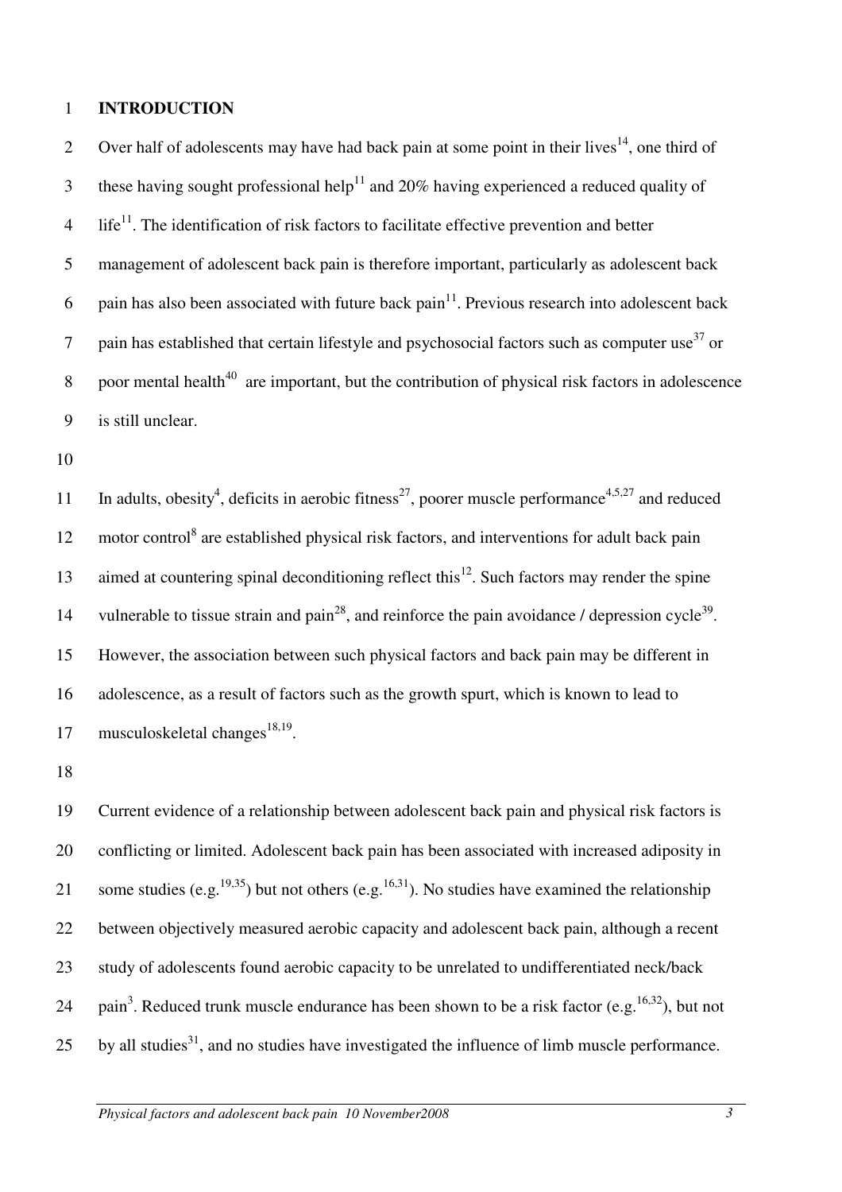## INTRODUCTION

Over half of adolescents may have had back pain at some point in their lives[14], one third of these having sought professional help[11] and 20% having experienced a reduced quality of life[11]. The identification of risk factors to facilitate effective prevention and better management of adolescent back pain is therefore important, particularly as adolescent back pain has also been associated with future back pain[11]. Previous research into adolescent back pain has established that certain lifestyle and psychosocial factors such as computer use[37] or poor mental health[40] are important, but the contribution of physical risk factors in adolescence is still unclear.

In adults, obesity[4], deficits in aerobic fitness[27], poorer muscle performance[4,5,27] and reduced motor control[8] are established physical risk factors, and interventions for adult back pain aimed at countering spinal deconditioning reflect this[12]. Such factors may render the spine vulnerable to tissue strain and pain[28], and reinforce the pain avoidance / depression cycle[39]. However, the association between such physical factors and back pain may be different in adolescence, as a result of factors such as the growth spurt, which is known to lead to musculoskeletal changes[18,19].

Current evidence of a relationship between adolescent back pain and physical risk factors is conflicting or limited. Adolescent back pain has been associated with increased adiposity in some studies (e.g.[19,35]) but not others (e.g.[16,31]). No studies have examined the relationship between objectively measured aerobic capacity and adolescent back pain, although a recent study of adolescents found aerobic capacity to be unrelated to undifferentiated neck/back pain[3]. Reduced trunk muscle endurance has been shown to be a risk factor (e.g.[16,32]), but not by all studies[31], and no studies have investigated the influence of limb muscle performance.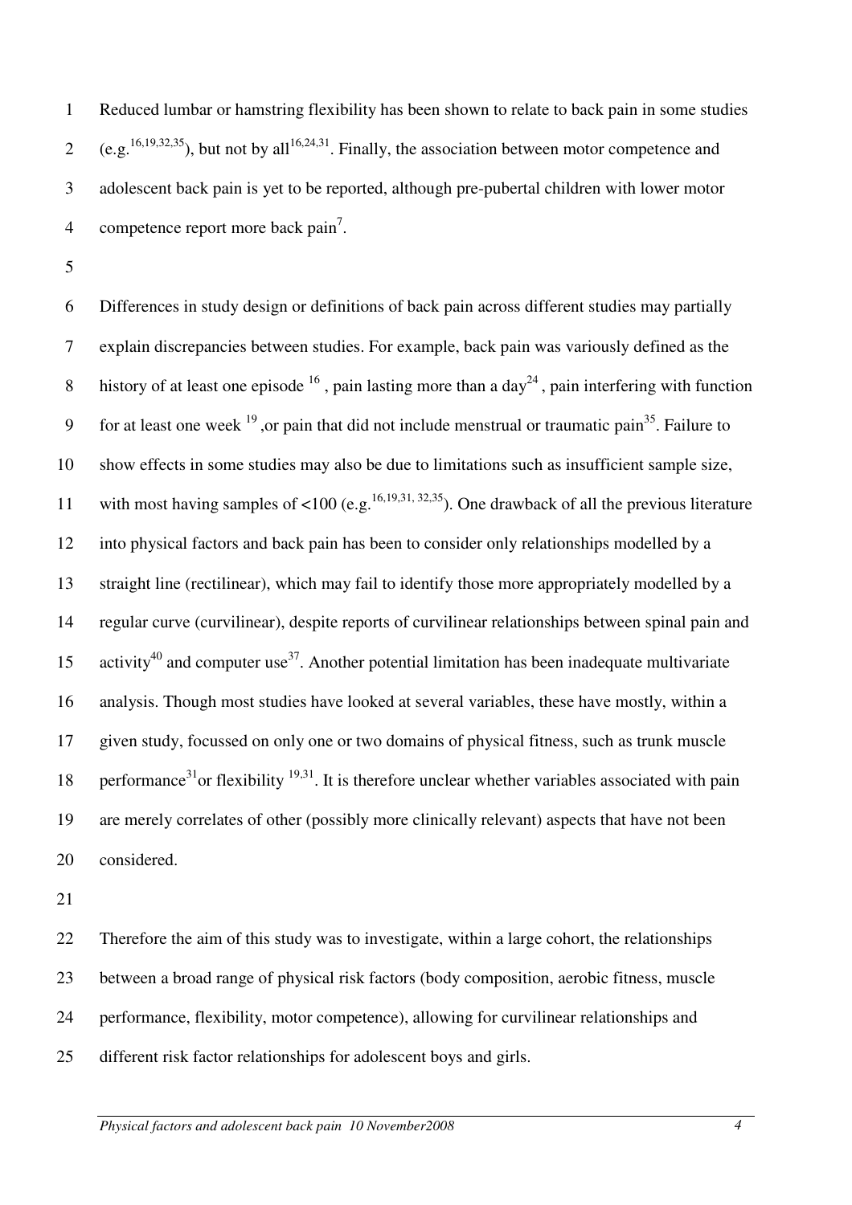Reduced lumbar or hamstring flexibility has been shown to relate to back pain in some studies (e.g.[16,19,32,35]), but not by all[16,24,31]. Finally, the association between motor competence and adolescent back pain is yet to be reported, although pre-pubertal children with lower motor competence report more back pain[7].

Differences in study design or definitions of back pain across different studies may partially explain discrepancies between studies. For example, back pain was variously defined as the history of at least one episode [16], pain lasting more than a day[24], pain interfering with function for at least one week [19], or pain that did not include menstrual or traumatic pain[35]. Failure to show effects in some studies may also be due to limitations such as insufficient sample size, with most having samples of <100 (e.g.[16,19,31,32,35]). One drawback of all the previous literature into physical factors and back pain has been to consider only relationships modelled by a straight line (rectilinear), which may fail to identify those more appropriately modelled by a regular curve (curvilinear), despite reports of curvilinear relationships between spinal pain and activity[40] and computer use[37]. Another potential limitation has been inadequate multivariate analysis. Though most studies have looked at several variables, these have mostly, within a given study, focussed on only one or two domains of physical fitness, such as trunk muscle performance[31] or flexibility [19,31]. It is therefore unclear whether variables associated with pain are merely correlates of other (possibly more clinically relevant) aspects that have not been considered.

Therefore the aim of this study was to investigate, within a large cohort, the relationships between a broad range of physical risk factors (body composition, aerobic fitness, muscle performance, flexibility, motor competence), allowing for curvilinear relationships and different risk factor relationships for adolescent boys and girls.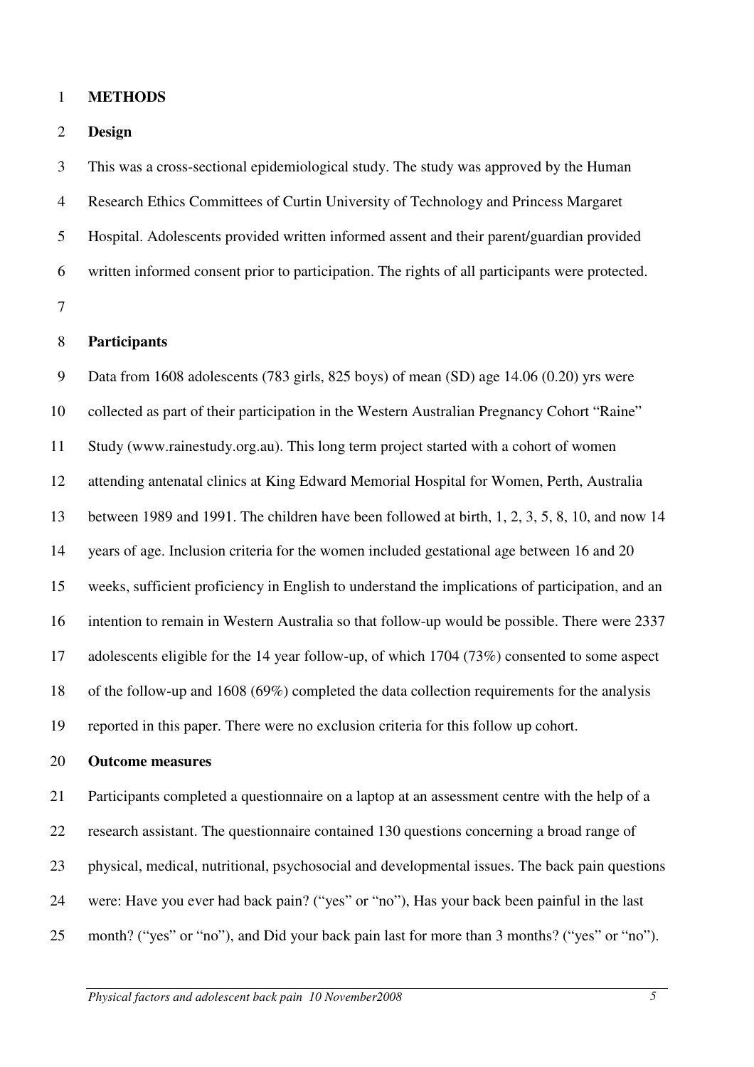# METHODS

## Design

This was a cross-sectional epidemiological study. The study was approved by the Human Research Ethics Committees of Curtin University of Technology and Princess Margaret Hospital. Adolescents provided written informed assent and their parent/guardian provided written informed consent prior to participation. The rights of all participants were protected.

## Participants

Data from 1608 adolescents (783 girls, 825 boys) of mean (SD) age 14.06 (0.20) yrs were collected as part of their participation in the Western Australian Pregnancy Cohort "Raine" Study (www.rainestudy.org.au). This long term project started with a cohort of women attending antenatal clinics at King Edward Memorial Hospital for Women, Perth, Australia between 1989 and 1991. The children have been followed at birth, 1, 2, 3, 5, 8, 10, and now 14 years of age. Inclusion criteria for the women included gestational age between 16 and 20 weeks, sufficient proficiency in English to understand the implications of participation, and an intention to remain in Western Australia so that follow-up would be possible. There were 2337 adolescents eligible for the 14 year follow-up, of which 1704 (73%) consented to some aspect of the follow-up and 1608 (69%) completed the data collection requirements for the analysis reported in this paper. There were no exclusion criteria for this follow up cohort.

## Outcome measures

Participants completed a questionnaire on a laptop at an assessment centre with the help of a research assistant. The questionnaire contained 130 questions concerning a broad range of physical, medical, nutritional, psychosocial and developmental issues. The back pain questions were: Have you ever had back pain? ("yes" or "no"), Has your back been painful in the last month? ("yes" or "no"), and Did your back pain last for more than 3 months? ("yes" or "no").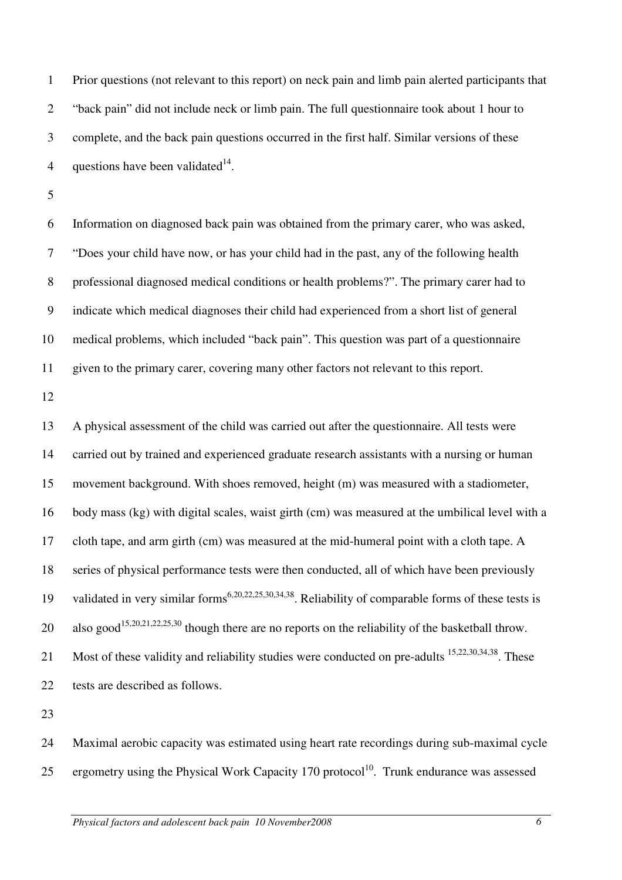Prior questions (not relevant to this report) on neck pain and limb pain alerted participants that "back pain" did not include neck or limb pain. The full questionnaire took about 1 hour to complete, and the back pain questions occurred in the first half. Similar versions of these questions have been validated[14].

Information on diagnosed back pain was obtained from the primary carer, who was asked, "Does your child have now, or has your child had in the past, any of the following health professional diagnosed medical conditions or health problems?". The primary carer had to indicate which medical diagnoses their child had experienced from a short list of general medical problems, which included "back pain". This question was part of a questionnaire given to the primary carer, covering many other factors not relevant to this report.

A physical assessment of the child was carried out after the questionnaire. All tests were carried out by trained and experienced graduate research assistants with a nursing or human movement background. With shoes removed, height (m) was measured with a stadiometer, body mass (kg) with digital scales, waist girth (cm) was measured at the umbilical level with a cloth tape, and arm girth (cm) was measured at the mid-humeral point with a cloth tape. A series of physical performance tests were then conducted, all of which have been previously validated in very similar forms[6,20,22,25,30,34,38]. Reliability of comparable forms of these tests is also good[15,20,21,22,25,30] though there are no reports on the reliability of the basketball throw. Most of these validity and reliability studies were conducted on pre-adults [15,22,30,34,38]. These tests are described as follows.

Maximal aerobic capacity was estimated using heart rate recordings during sub-maximal cycle ergometry using the Physical Work Capacity 170 protocol[10]. Trunk endurance was assessed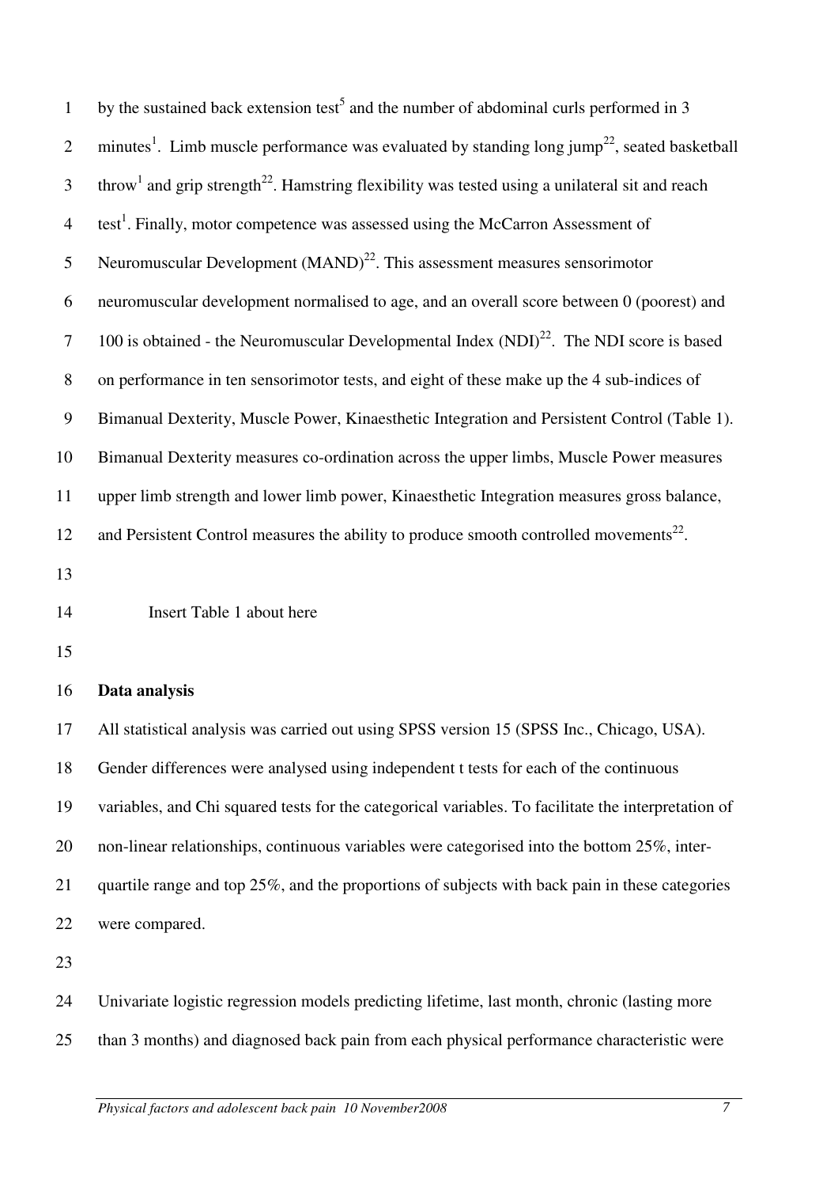by the sustained back extension test[5] and the number of abdominal curls performed in 3 minutes[1]. Limb muscle performance was evaluated by standing long jump[22], seated basketball throw[1] and grip strength[22]. Hamstring flexibility was tested using a unilateral sit and reach test[1]. Finally, motor competence was assessed using the McCarron Assessment of Neuromuscular Development (MAND)[22]. This assessment measures sensorimotor neuromuscular development normalised to age, and an overall score between 0 (poorest) and 100 is obtained - the Neuromuscular Developmental Index (NDI)[22]. The NDI score is based on performance in ten sensorimotor tests, and eight of these make up the 4 sub-indices of Bimanual Dexterity, Muscle Power, Kinaesthetic Integration and Persistent Control (Table 1). Bimanual Dexterity measures co-ordination across the upper limbs, Muscle Power measures upper limb strength and lower limb power, Kinaesthetic Integration measures gross balance, and Persistent Control measures the ability to produce smooth controlled movements[22].

Insert Table 1 about here

**Data analysis**

All statistical analysis was carried out using SPSS version 15 (SPSS Inc., Chicago, USA). Gender differences were analysed using independent t tests for each of the continuous variables, and Chi squared tests for the categorical variables. To facilitate the interpretation of non-linear relationships, continuous variables were categorised into the bottom 25%, inter-quartile range and top 25%, and the proportions of subjects with back pain in these categories were compared.

Univariate logistic regression models predicting lifetime, last month, chronic (lasting more than 3 months) and diagnosed back pain from each physical performance characteristic were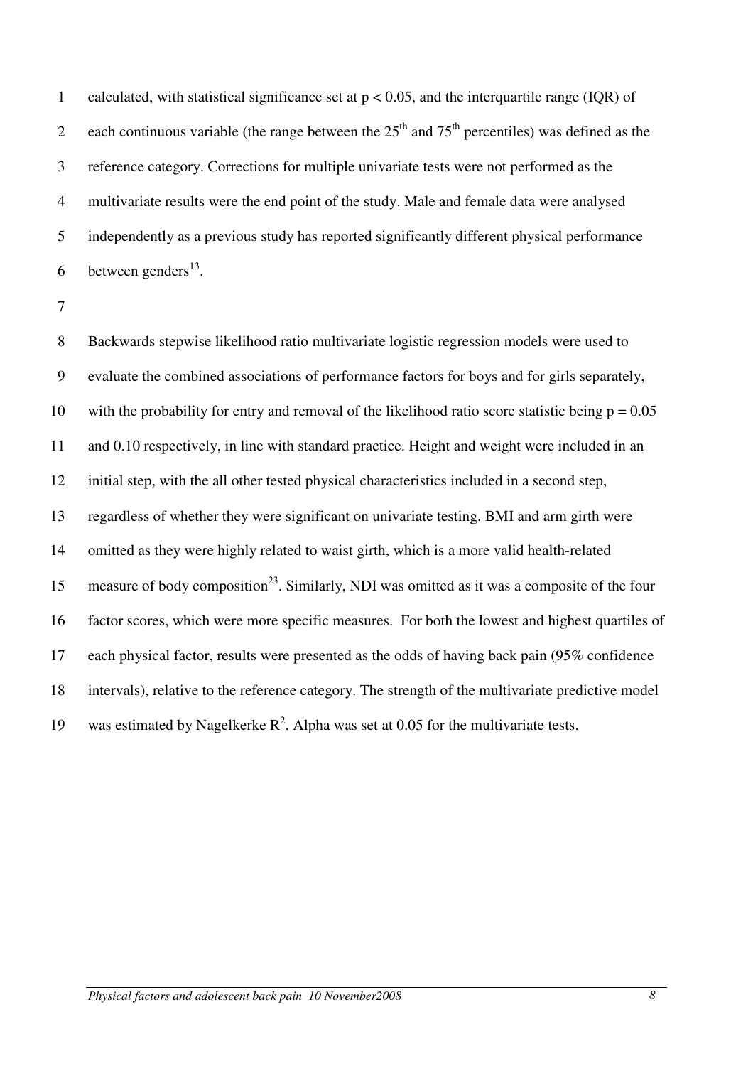calculated, with statistical significance set at $p < 0.05$, and the interquartile range (IQR) of each continuous variable (the range between the 25th and 75th percentiles) was defined as the reference category. Corrections for multiple univariate tests were not performed as the multivariate results were the end point of the study. Male and female data were analysed independently as a previous study has reported significantly different physical performance between genders[13].

Backwards stepwise likelihood ratio multivariate logistic regression models were used to evaluate the combined associations of performance factors for boys and for girls separately, with the probability for entry and removal of the likelihood ratio score statistic being $p = 0.05$ and 0.10 respectively, in line with standard practice. Height and weight were included in an initial step, with the all other tested physical characteristics included in a second step, regardless of whether they were significant on univariate testing. BMI and arm girth were omitted as they were highly related to waist girth, which is a more valid health-related measure of body composition[23]. Similarly, NDI was omitted as it was a composite of the four factor scores, which were more specific measures. For both the lowest and highest quartiles of each physical factor, results were presented as the odds of having back pain (95% confidence intervals), relative to the reference category. The strength of the multivariate predictive model was estimated by Nagelkerke $R^2$. Alpha was set at 0.05 for the multivariate tests.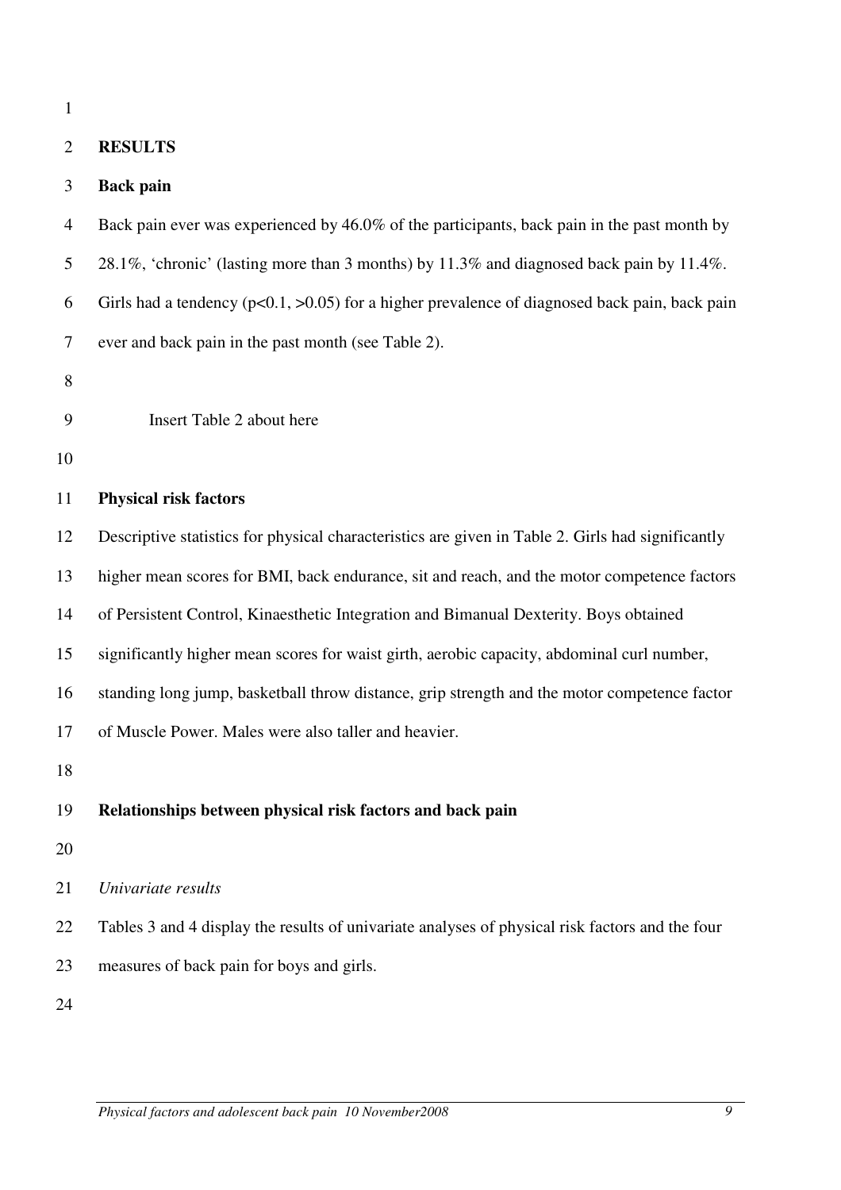## RESULTS

### Back pain

Back pain ever was experienced by 46.0% of the participants, back pain in the past month by 28.1%, 'chronic' (lasting more than 3 months) by 11.3% and diagnosed back pain by 11.4%. Girls had a tendency ($p<0.1$, $>0.05$) for a higher prevalence of diagnosed back pain, back pain ever and back pain in the past month (see Table 2).

Insert Table 2 about here

### Physical risk factors

Descriptive statistics for physical characteristics are given in Table 2. Girls had significantly higher mean scores for BMI, back endurance, sit and reach, and the motor competence factors of Persistent Control, Kinaesthetic Integration and Bimanual Dexterity. Boys obtained significantly higher mean scores for waist girth, aerobic capacity, abdominal curl number, standing long jump, basketball throw distance, grip strength and the motor competence factor of Muscle Power. Males were also taller and heavier.

### Relationships between physical risk factors and back pain

*Univariate results*

Tables 3 and 4 display the results of univariate analyses of physical risk factors and the four measures of back pain for boys and girls.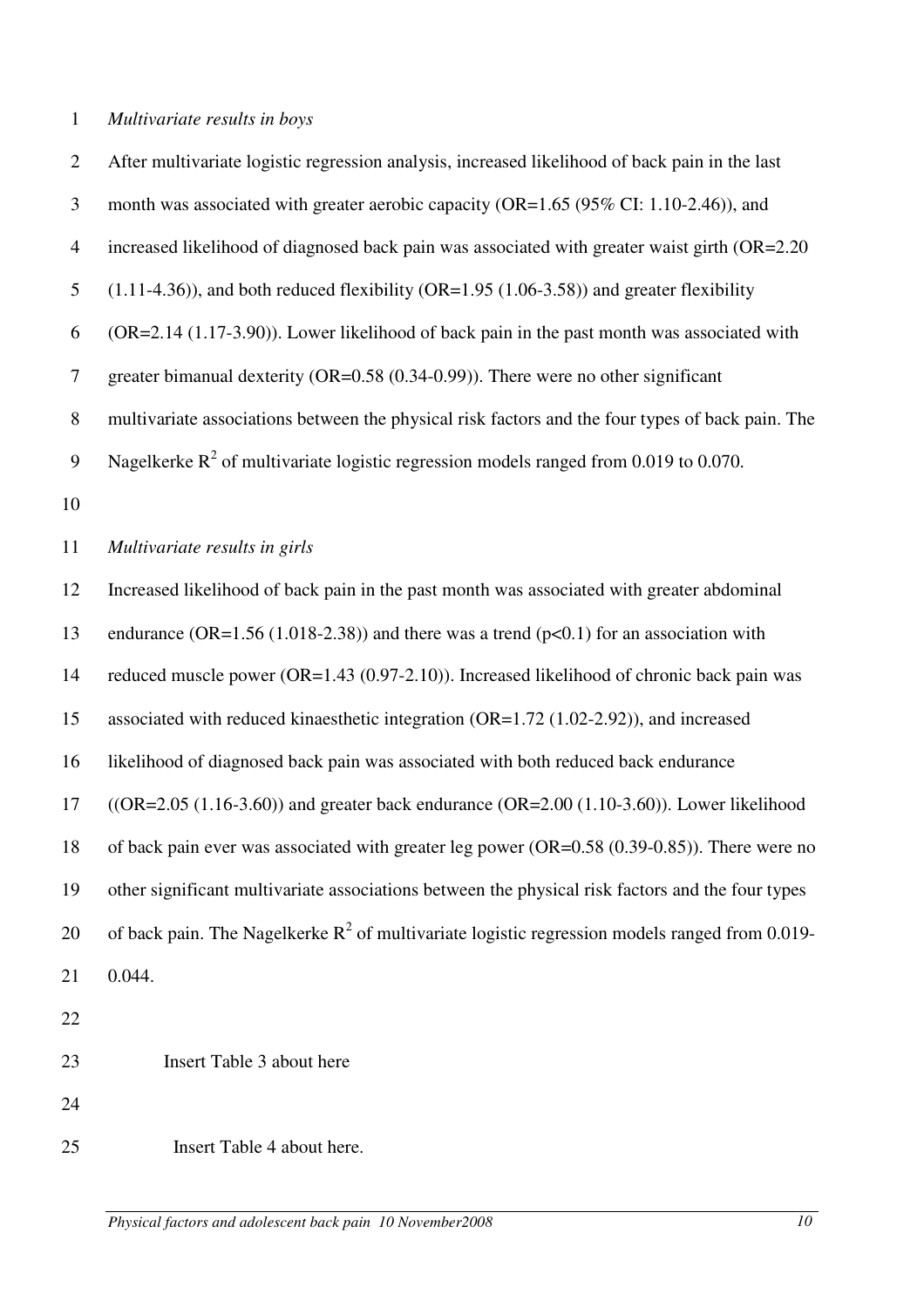*Multivariate results in boys*

After multivariate logistic regression analysis, increased likelihood of back pain in the last month was associated with greater aerobic capacity (OR=1.65 (95% CI: 1.10-2.46)), and increased likelihood of diagnosed back pain was associated with greater waist girth (OR=2.20 (1.11-4.36)), and both reduced flexibility (OR=1.95 (1.06-3.58)) and greater flexibility (OR=2.14 (1.17-3.90)). Lower likelihood of back pain in the past month was associated with greater bimanual dexterity (OR=0.58 (0.34-0.99)). There were no other significant multivariate associations between the physical risk factors and the four types of back pain. The Nagelkerke $R^2$ of multivariate logistic regression models ranged from 0.019 to 0.070.

*Multivariate results in girls*

Increased likelihood of back pain in the past month was associated with greater abdominal endurance (OR=1.56 (1.018-2.38)) and there was a trend ($p<0.1$) for an association with reduced muscle power (OR=1.43 (0.97-2.10)). Increased likelihood of chronic back pain was associated with reduced kinaesthetic integration (OR=1.72 (1.02-2.92)), and increased likelihood of diagnosed back pain was associated with both reduced back endurance ((OR=2.05 (1.16-3.60)) and greater back endurance (OR=2.00 (1.10-3.60)). Lower likelihood of back pain ever was associated with greater leg power (OR=0.58 (0.39-0.85)). There were no other significant multivariate associations between the physical risk factors and the four types of back pain. The Nagelkerke $R^2$ of multivariate logistic regression models ranged from 0.019-0.044.

Insert Table 3 about here

Insert Table 4 about here.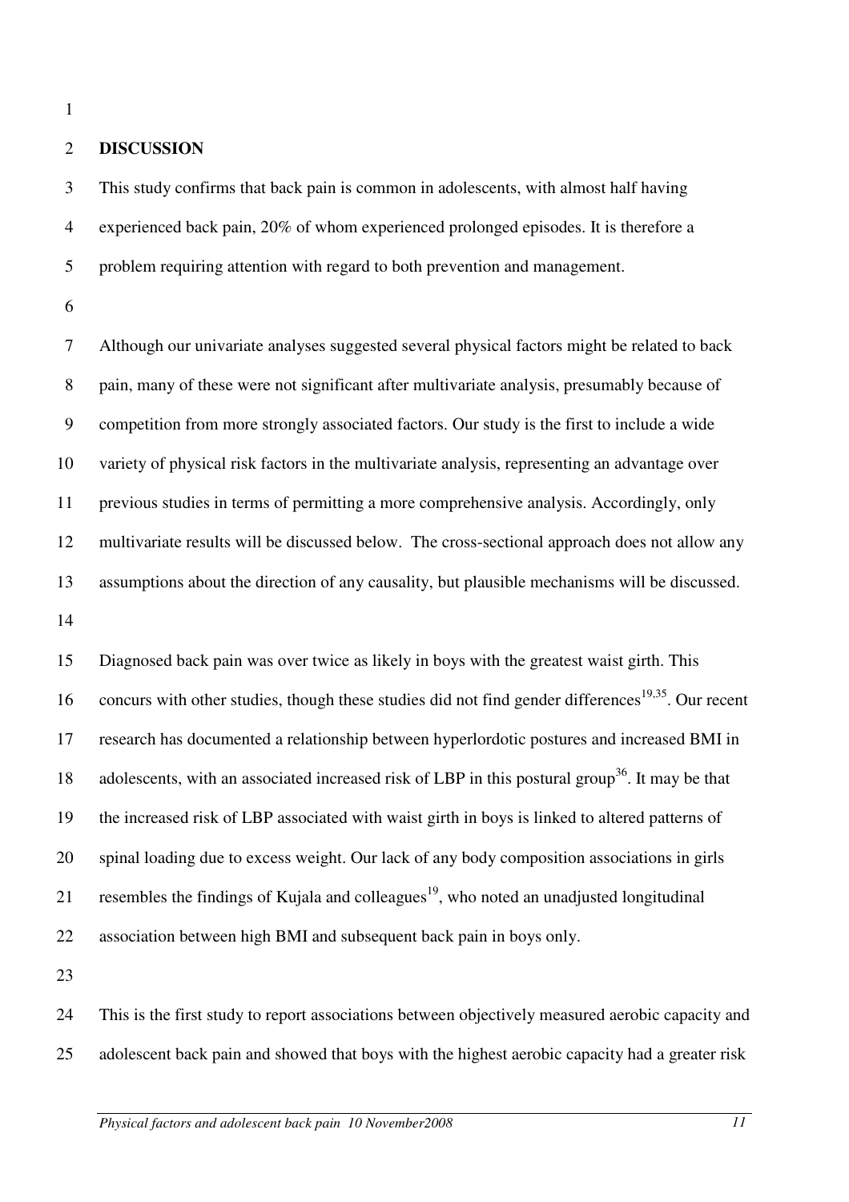## DISCUSSION

This study confirms that back pain is common in adolescents, with almost half having experienced back pain, 20% of whom experienced prolonged episodes. It is therefore a problem requiring attention with regard to both prevention and management.

Although our univariate analyses suggested several physical factors might be related to back pain, many of these were not significant after multivariate analysis, presumably because of competition from more strongly associated factors. Our study is the first to include a wide variety of physical risk factors in the multivariate analysis, representing an advantage over previous studies in terms of permitting a more comprehensive analysis. Accordingly, only multivariate results will be discussed below. The cross-sectional approach does not allow any assumptions about the direction of any causality, but plausible mechanisms will be discussed.

Diagnosed back pain was over twice as likely in boys with the greatest waist girth. This concurs with other studies, though these studies did not find gender differences[19,35]. Our recent research has documented a relationship between hyperlordotic postures and increased BMI in adolescents, with an associated increased risk of LBP in this postural group[36]. It may be that the increased risk of LBP associated with waist girth in boys is linked to altered patterns of spinal loading due to excess weight. Our lack of any body composition associations in girls resembles the findings of Kujala and colleagues[19], who noted an unadjusted longitudinal association between high BMI and subsequent back pain in boys only.

This is the first study to report associations between objectively measured aerobic capacity and adolescent back pain and showed that boys with the highest aerobic capacity had a greater risk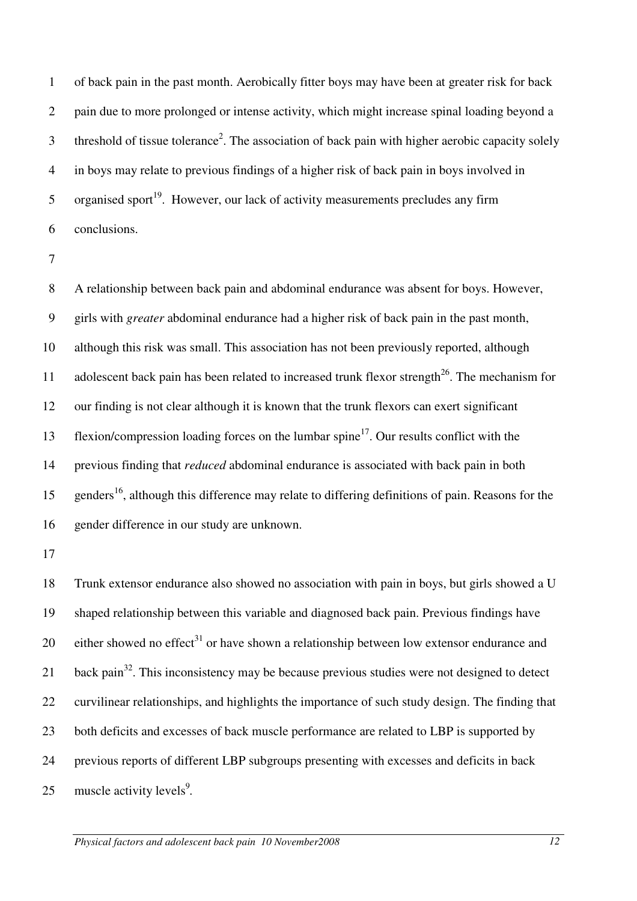of back pain in the past month. Aerobically fitter boys may have been at greater risk for back pain due to more prolonged or intense activity, which might increase spinal loading beyond a threshold of tissue tolerance[2]. The association of back pain with higher aerobic capacity solely in boys may relate to previous findings of a higher risk of back pain in boys involved in organised sport[19]. However, our lack of activity measurements precludes any firm conclusions.

A relationship between back pain and abdominal endurance was absent for boys. However, girls with *greater* abdominal endurance had a higher risk of back pain in the past month, although this risk was small. This association has not been previously reported, although adolescent back pain has been related to increased trunk flexor strength[26]. The mechanism for our finding is not clear although it is known that the trunk flexors can exert significant flexion/compression loading forces on the lumbar spine[17]. Our results conflict with the previous finding that *reduced* abdominal endurance is associated with back pain in both genders[16], although this difference may relate to differing definitions of pain. Reasons for the gender difference in our study are unknown.

Trunk extensor endurance also showed no association with pain in boys, but girls showed a U shaped relationship between this variable and diagnosed back pain. Previous findings have either showed no effect[31] or have shown a relationship between low extensor endurance and back pain[32]. This inconsistency may be because previous studies were not designed to detect curvilinear relationships, and highlights the importance of such study design. The finding that both deficits and excesses of back muscle performance are related to LBP is supported by previous reports of different LBP subgroups presenting with excesses and deficits in back muscle activity levels[9].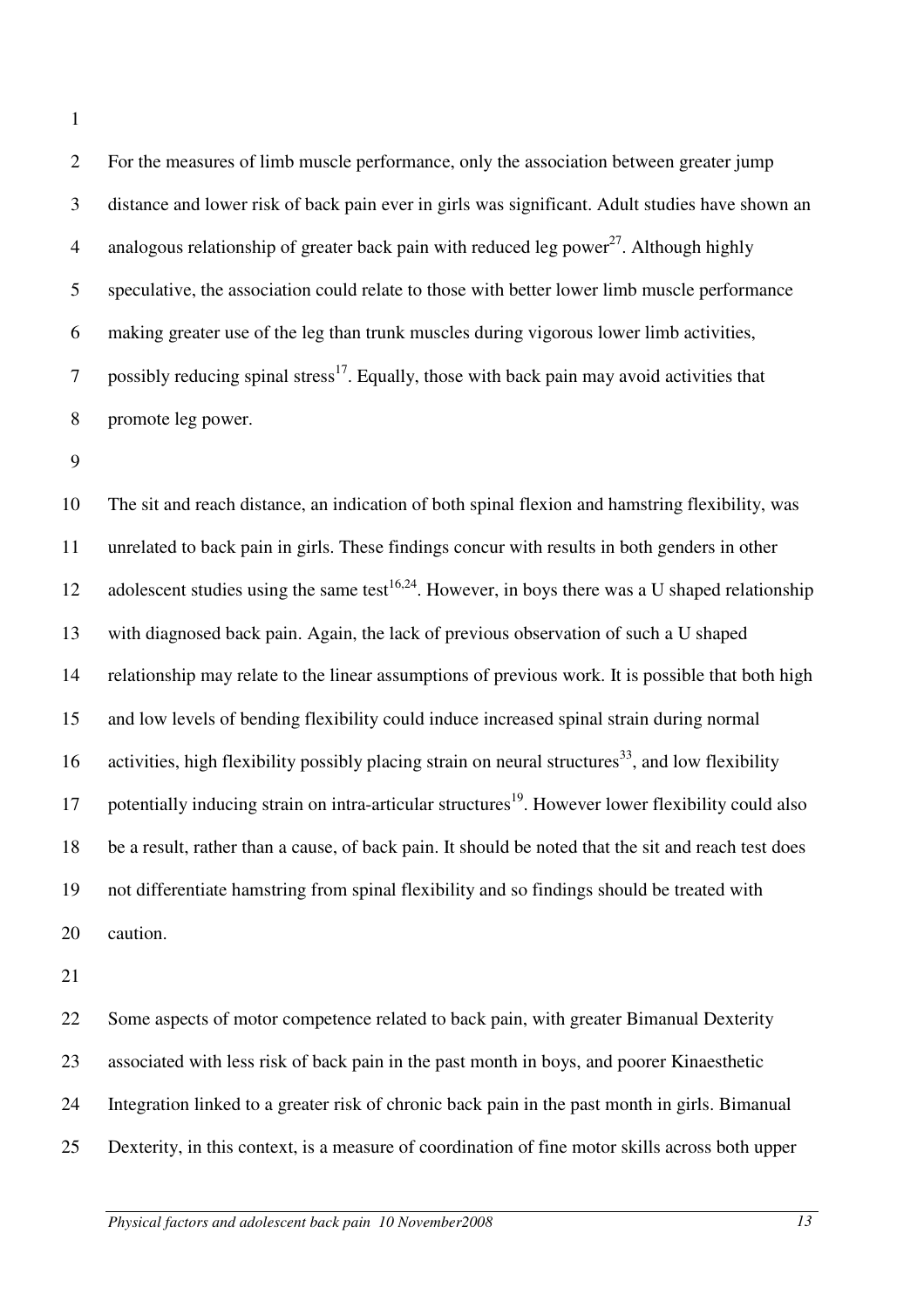For the measures of limb muscle performance, only the association between greater jump distance and lower risk of back pain ever in girls was significant. Adult studies have shown an analogous relationship of greater back pain with reduced leg power[27]. Although highly speculative, the association could relate to those with better lower limb muscle performance making greater use of the leg than trunk muscles during vigorous lower limb activities, possibly reducing spinal stress[17]. Equally, those with back pain may avoid activities that promote leg power.

The sit and reach distance, an indication of both spinal flexion and hamstring flexibility, was unrelated to back pain in girls. These findings concur with results in both genders in other adolescent studies using the same test[16,24]. However, in boys there was a U shaped relationship with diagnosed back pain. Again, the lack of previous observation of such a U shaped relationship may relate to the linear assumptions of previous work. It is possible that both high and low levels of bending flexibility could induce increased spinal strain during normal activities, high flexibility possibly placing strain on neural structures[33], and low flexibility potentially inducing strain on intra-articular structures[19]. However lower flexibility could also be a result, rather than a cause, of back pain. It should be noted that the sit and reach test does not differentiate hamstring from spinal flexibility and so findings should be treated with caution.

Some aspects of motor competence related to back pain, with greater Bimanual Dexterity associated with less risk of back pain in the past month in boys, and poorer Kinaesthetic Integration linked to a greater risk of chronic back pain in the past month in girls. Bimanual Dexterity, in this context, is a measure of coordination of fine motor skills across both upper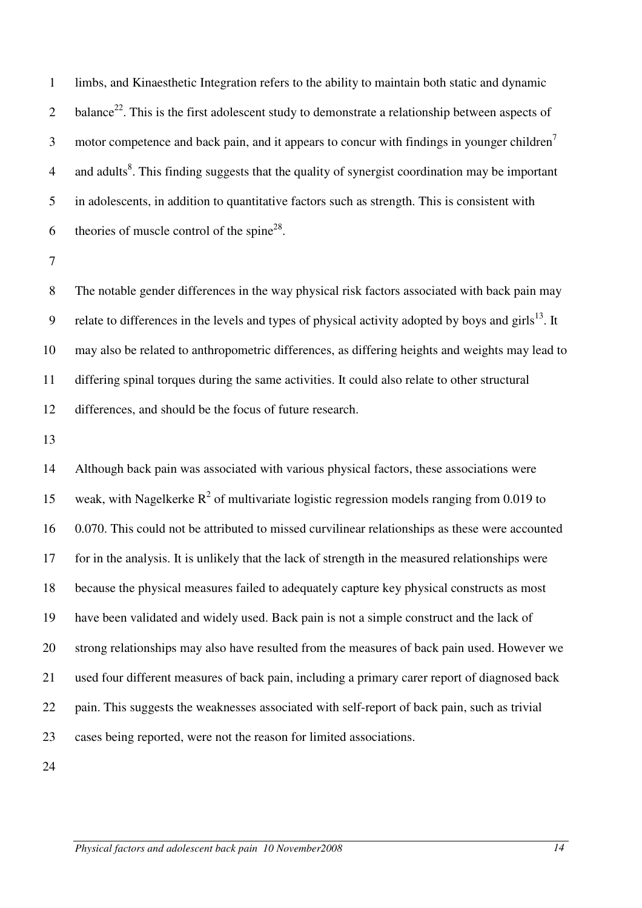limbs, and Kinaesthetic Integration refers to the ability to maintain both static and dynamic balance[22]. This is the first adolescent study to demonstrate a relationship between aspects of motor competence and back pain, and it appears to concur with findings in younger children[7] and adults[8]. This finding suggests that the quality of synergist coordination may be important in adolescents, in addition to quantitative factors such as strength. This is consistent with theories of muscle control of the spine[28].

The notable gender differences in the way physical risk factors associated with back pain may relate to differences in the levels and types of physical activity adopted by boys and girls[13]. It may also be related to anthropometric differences, as differing heights and weights may lead to differing spinal torques during the same activities. It could also relate to other structural differences, and should be the focus of future research.

Although back pain was associated with various physical factors, these associations were weak, with Nagelkerke $R^2$ of multivariate logistic regression models ranging from 0.019 to 0.070. This could not be attributed to missed curvilinear relationships as these were accounted for in the analysis. It is unlikely that the lack of strength in the measured relationships were because the physical measures failed to adequately capture key physical constructs as most have been validated and widely used. Back pain is not a simple construct and the lack of strong relationships may also have resulted from the measures of back pain used. However we used four different measures of back pain, including a primary carer report of diagnosed back pain. This suggests the weaknesses associated with self-report of back pain, such as trivial cases being reported, were not the reason for limited associations.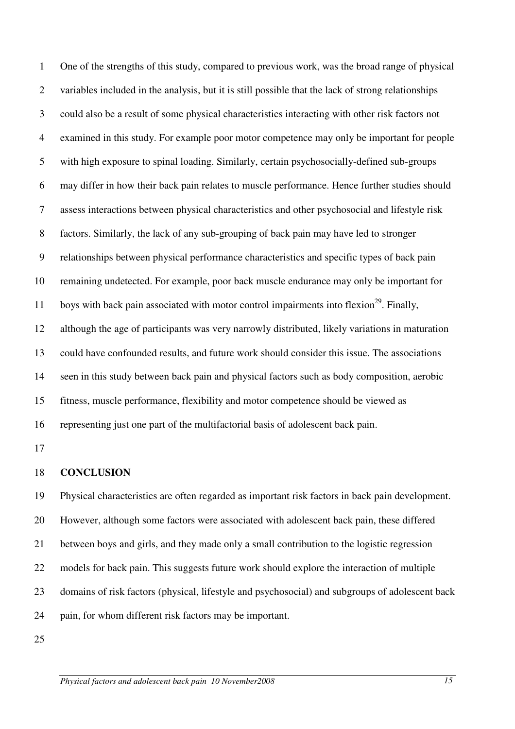One of the strengths of this study, compared to previous work, was the broad range of physical variables included in the analysis, but it is still possible that the lack of strong relationships could also be a result of some physical characteristics interacting with other risk factors not examined in this study. For example poor motor competence may only be important for people with high exposure to spinal loading. Similarly, certain psychosocially-defined sub-groups may differ in how their back pain relates to muscle performance. Hence further studies should assess interactions between physical characteristics and other psychosocial and lifestyle risk factors. Similarly, the lack of any sub-grouping of back pain may have led to stronger relationships between physical performance characteristics and specific types of back pain remaining undetected. For example, poor back muscle endurance may only be important for boys with back pain associated with motor control impairments into flexion[29]. Finally, although the age of participants was very narrowly distributed, likely variations in maturation could have confounded results, and future work should consider this issue. The associations seen in this study between back pain and physical factors such as body composition, aerobic fitness, muscle performance, flexibility and motor competence should be viewed as representing just one part of the multifactorial basis of adolescent back pain.

## CONCLUSION

Physical characteristics are often regarded as important risk factors in back pain development. However, although some factors were associated with adolescent back pain, these differed between boys and girls, and they made only a small contribution to the logistic regression models for back pain. This suggests future work should explore the interaction of multiple domains of risk factors (physical, lifestyle and psychosocial) and subgroups of adolescent back pain, for whom different risk factors may be important.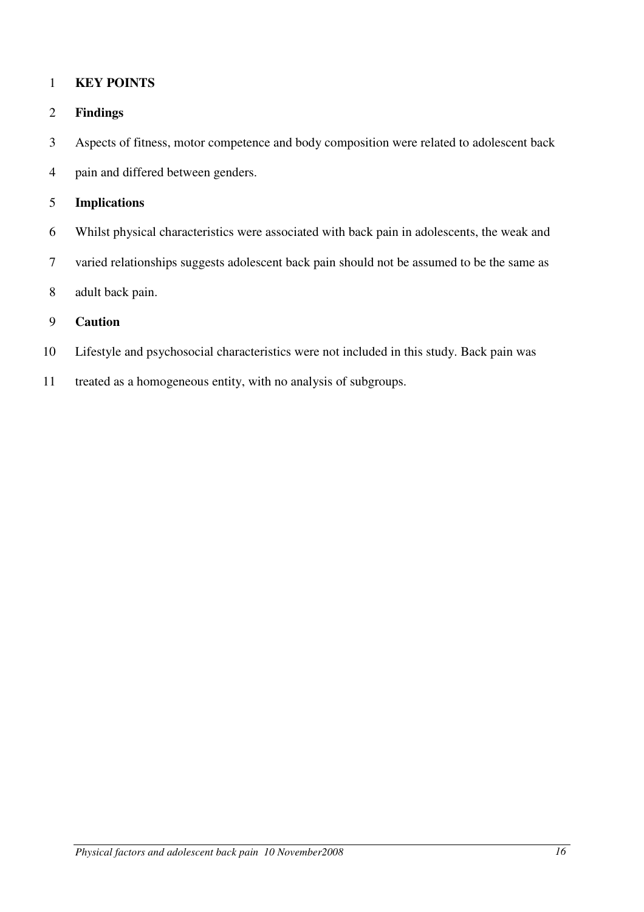## KEY POINTS

### Findings

Aspects of fitness, motor competence and body composition were related to adolescent back pain and differed between genders.

### Implications

Whilst physical characteristics were associated with back pain in adolescents, the weak and varied relationships suggests adolescent back pain should not be assumed to be the same as adult back pain.

### Caution

Lifestyle and psychosocial characteristics were not included in this study. Back pain was treated as a homogeneous entity, with no analysis of subgroups.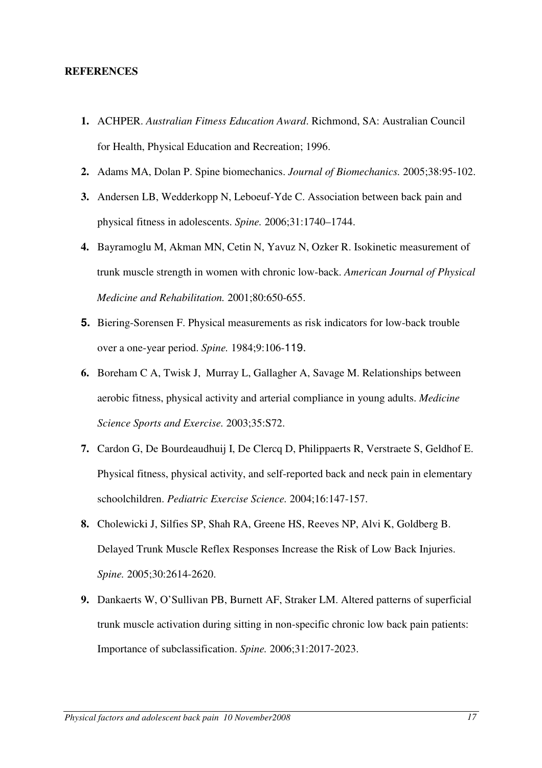**REFERENCES**

1. ACHPER. *Australian Fitness Education Award*. Richmond, SA: Australian Council for Health, Physical Education and Recreation; 1996.
2. Adams MA, Dolan P. Spine biomechanics. *Journal of Biomechanics.* 2005;38:95-102.
3. Andersen LB, Wedderkopp N, Leboeuf-Yde C. Association between back pain and physical fitness in adolescents. *Spine.* 2006;31:1740–1744.
4. Bayramoglu M, Akman MN, Cetin N, Yavuz N, Ozker R. Isokinetic measurement of trunk muscle strength in women with chronic low-back. *American Journal of Physical Medicine and Rehabilitation.* 2001;80:650-655.
5. Biering-Sorensen F. Physical measurements as risk indicators for low-back trouble over a one-year period. *Spine.* 1984;9:106-119.
6. Boreham C A, Twisk J, Murray L, Gallagher A, Savage M. Relationships between aerobic fitness, physical activity and arterial compliance in young adults. *Medicine Science Sports and Exercise.* 2003;35:S72.
7. Cardon G, De Bourdeaudhuij I, De Clercq D, Philippaerts R, Verstraete S, Geldhof E. Physical fitness, physical activity, and self-reported back and neck pain in elementary schoolchildren. *Pediatric Exercise Science.* 2004;16:147-157.
8. Cholewicki J, Silfies SP, Shah RA, Greene HS, Reeves NP, Alvi K, Goldberg B. Delayed Trunk Muscle Reflex Responses Increase the Risk of Low Back Injuries. *Spine.* 2005;30:2614-2620.
9. Dankaerts W, O'Sullivan PB, Burnett AF, Straker LM. Altered patterns of superficial trunk muscle activation during sitting in non-specific chronic low back pain patients: Importance of subclassification. *Spine.* 2006;31:2017-2023.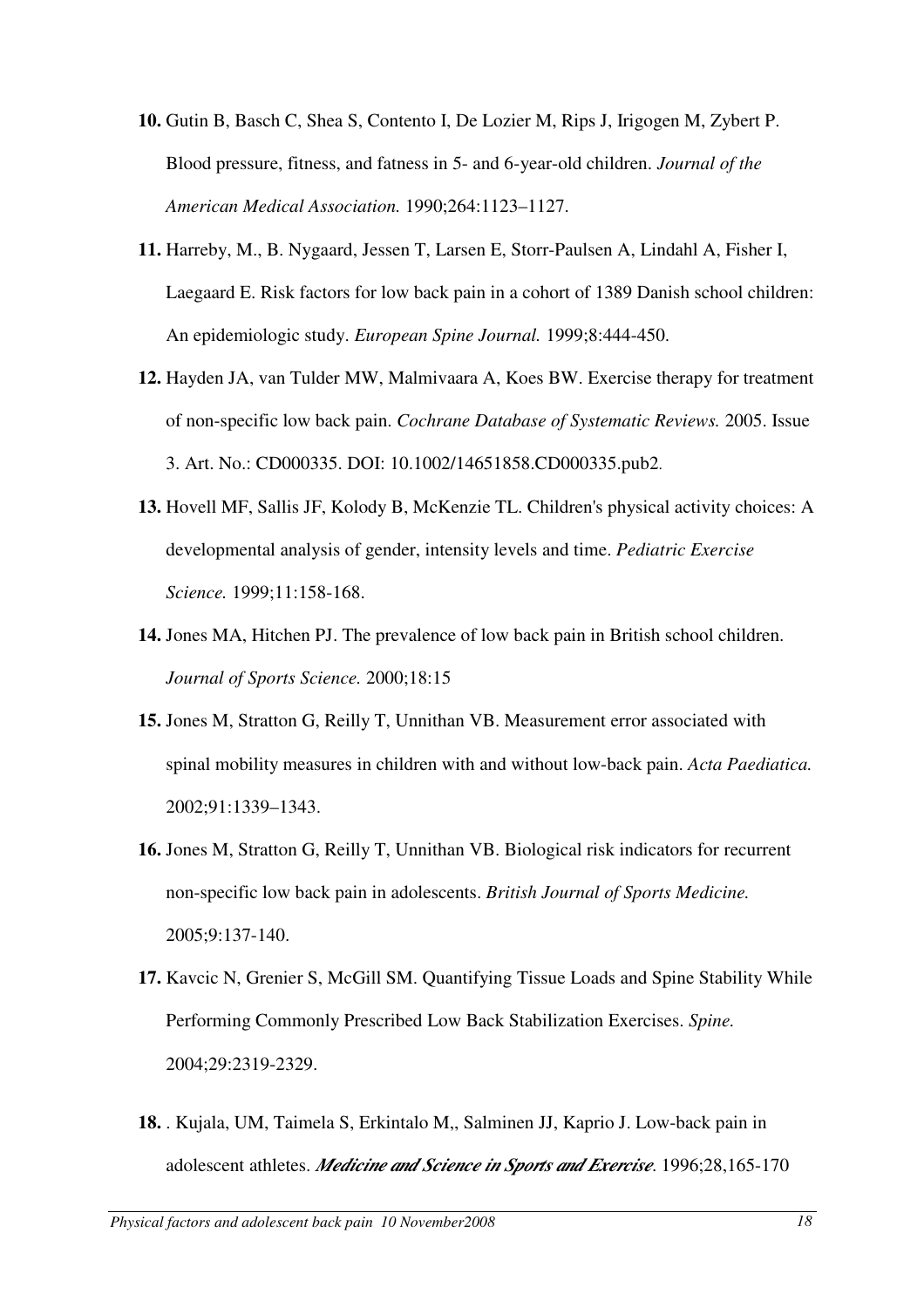**10.** Gutin B, Basch C, Shea S, Contento I, De Lozier M, Rips J, Irigogen M, Zybert P. Blood pressure, fitness, and fatness in 5- and 6-year-old children. *Journal of the American Medical Association.* 1990;264:1123–1127.

**11.** Harreby, M., B. Nygaard, Jessen T, Larsen E, Storr-Paulsen A, Lindahl A, Fisher I, Laegaard E. Risk factors for low back pain in a cohort of 1389 Danish school children: An epidemiologic study. *European Spine Journal.* 1999;8:444-450.

**12.** Hayden JA, van Tulder MW, Malmivaara A, Koes BW. Exercise therapy for treatment of non-specific low back pain. *Cochrane Database of Systematic Reviews.* 2005. Issue 3. Art. No.: CD000335. DOI: 10.1002/14651858.CD000335.pub2.

**13.** Hovell MF, Sallis JF, Kolody B, McKenzie TL. Children's physical activity choices: A developmental analysis of gender, intensity levels and time. *Pediatric Exercise Science.* 1999;11:158-168.

**14.** Jones MA, Hitchen PJ. The prevalence of low back pain in British school children. *Journal of Sports Science.* 2000;18:15

**15.** Jones M, Stratton G, Reilly T, Unnithan VB. Measurement error associated with spinal mobility measures in children with and without low-back pain. *Acta Paediatica.* 2002;91:1339–1343.

**16.** Jones M, Stratton G, Reilly T, Unnithan VB. Biological risk indicators for recurrent non-specific low back pain in adolescents. *British Journal of Sports Medicine.* 2005;9:137-140.

**17.** Kavcic N, Grenier S, McGill SM. Quantifying Tissue Loads and Spine Stability While Performing Commonly Prescribed Low Back Stabilization Exercises. *Spine.* 2004;29:2319-2329.

**18.** . Kujala, UM, Taimela S, Erkintalo M,, Salminen JJ, Kaprio J. Low-back pain in adolescent athletes. ***Medicine and Science in Sports and Exercise***. 1996;28,165-170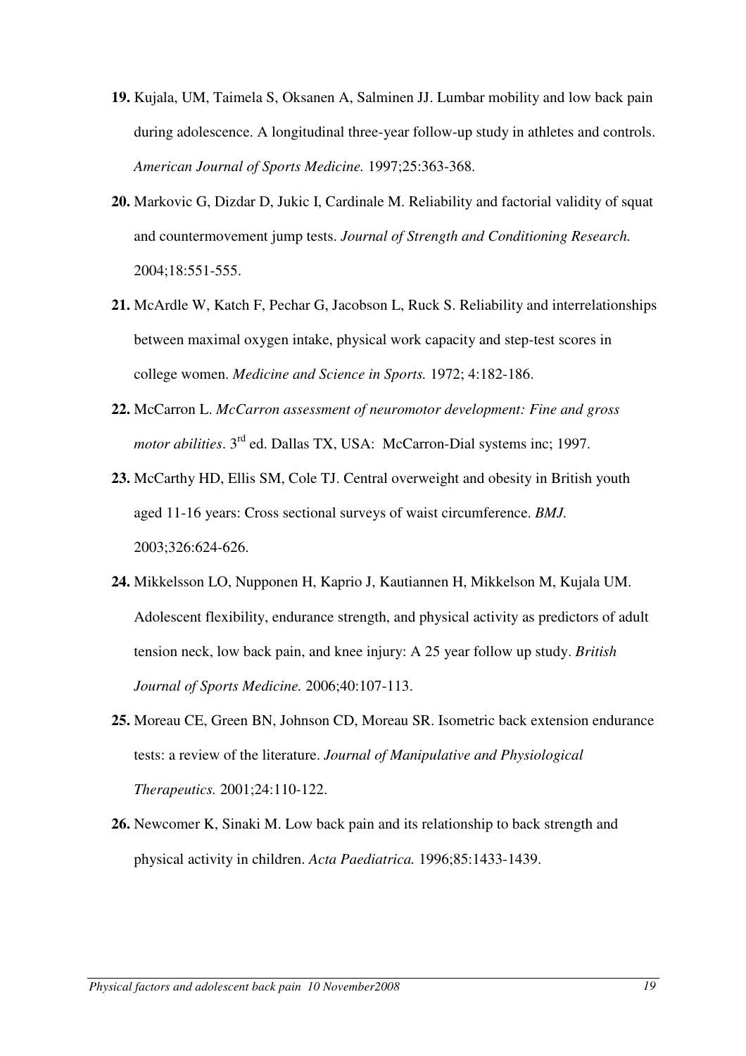**19.** Kujala, UM, Taimela S, Oksanen A, Salminen JJ. Lumbar mobility and low back pain during adolescence. A longitudinal three-year follow-up study in athletes and controls. *American Journal of Sports Medicine.* 1997;25:363-368.

**20.** Markovic G, Dizdar D, Jukic I, Cardinale M. Reliability and factorial validity of squat and countermovement jump tests. *Journal of Strength and Conditioning Research.* 2004;18:551-555.

**21.** McArdle W, Katch F, Pechar G, Jacobson L, Ruck S. Reliability and interrelationships between maximal oxygen intake, physical work capacity and step-test scores in college women. *Medicine and Science in Sports.* 1972; 4:182-186.

**22.** McCarron L. *McCarron assessment of neuromotor development: Fine and gross motor abilities*. 3rd ed. Dallas TX, USA: McCarron-Dial systems inc; 1997.

**23.** McCarthy HD, Ellis SM, Cole TJ. Central overweight and obesity in British youth aged 11-16 years: Cross sectional surveys of waist circumference. *BMJ.* 2003;326:624-626.

**24.** Mikkelsson LO, Nupponen H, Kaprio J, Kautiannen H, Mikkelson M, Kujala UM. Adolescent flexibility, endurance strength, and physical activity as predictors of adult tension neck, low back pain, and knee injury: A 25 year follow up study. *British Journal of Sports Medicine.* 2006;40:107-113.

**25.** Moreau CE, Green BN, Johnson CD, Moreau SR. Isometric back extension endurance tests: a review of the literature. *Journal of Manipulative and Physiological Therapeutics.* 2001;24:110-122.

**26.** Newcomer K, Sinaki M. Low back pain and its relationship to back strength and physical activity in children. *Acta Paediatrica.* 1996;85:1433-1439.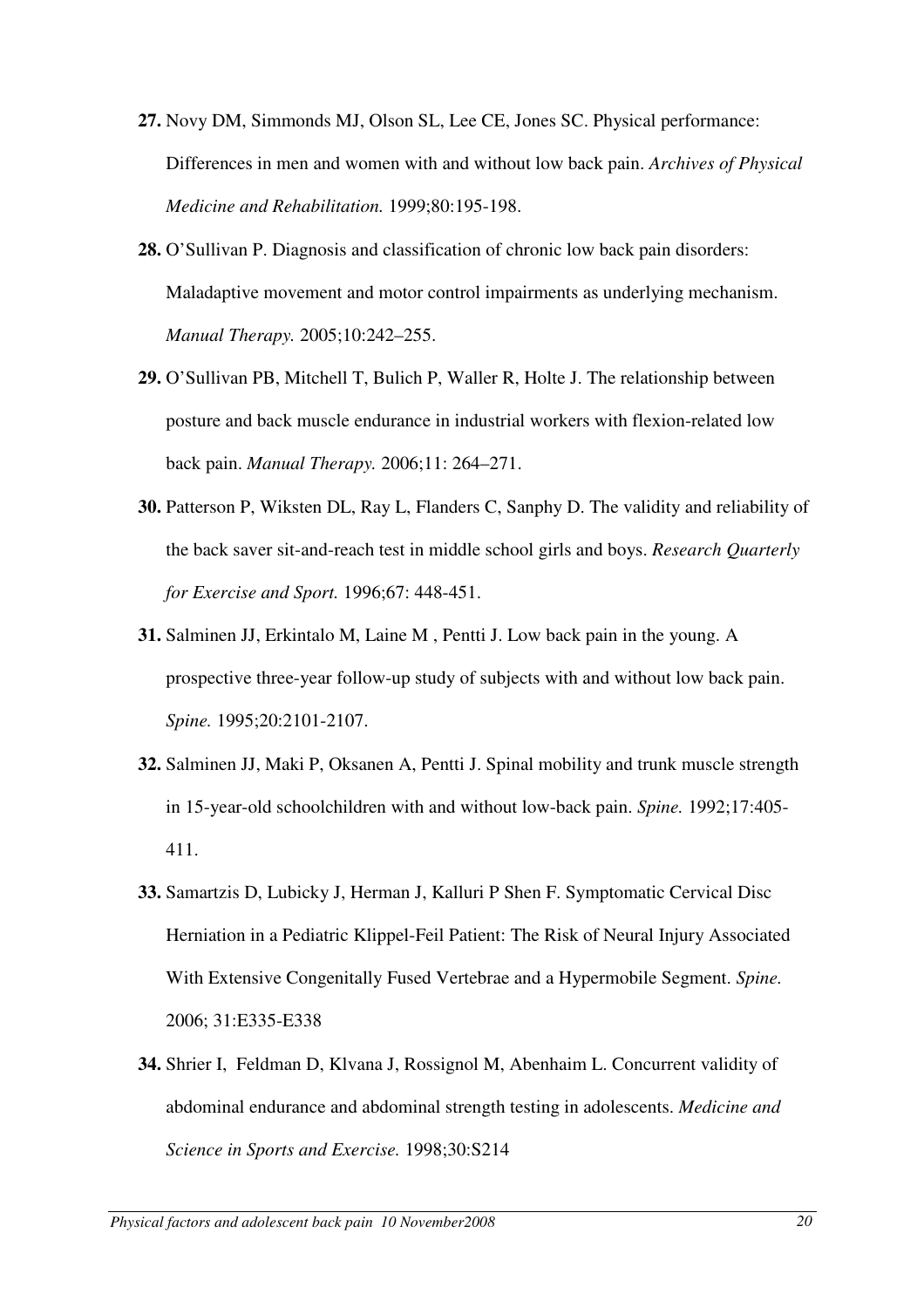**27.** Novy DM, Simmonds MJ, Olson SL, Lee CE, Jones SC. Physical performance: Differences in men and women with and without low back pain. *Archives of Physical Medicine and Rehabilitation.* 1999;80:195-198.

**28.** O'Sullivan P. Diagnosis and classification of chronic low back pain disorders: Maladaptive movement and motor control impairments as underlying mechanism. *Manual Therapy.* 2005;10:242–255.

**29.** O'Sullivan PB, Mitchell T, Bulich P, Waller R, Holte J. The relationship between posture and back muscle endurance in industrial workers with flexion-related low back pain. *Manual Therapy.* 2006;11: 264–271.

**30.** Patterson P, Wiksten DL, Ray L, Flanders C, Sanphy D. The validity and reliability of the back saver sit-and-reach test in middle school girls and boys. *Research Quarterly for Exercise and Sport.* 1996;67: 448-451.

**31.** Salminen JJ, Erkintalo M, Laine M , Pentti J. Low back pain in the young. A prospective three-year follow-up study of subjects with and without low back pain. *Spine.* 1995;20:2101-2107.

**32.** Salminen JJ, Maki P, Oksanen A, Pentti J. Spinal mobility and trunk muscle strength in 15-year-old schoolchildren with and without low-back pain. *Spine.* 1992;17:405-411.

**33.** Samartzis D, Lubicky J, Herman J, Kalluri P Shen F. Symptomatic Cervical Disc Herniation in a Pediatric Klippel-Feil Patient: The Risk of Neural Injury Associated With Extensive Congenitally Fused Vertebrae and a Hypermobile Segment. *Spine.* 2006; 31:E335-E338

**34.** Shrier I, Feldman D, Klvana J, Rossignol M, Abenhaim L. Concurrent validity of abdominal endurance and abdominal strength testing in adolescents. *Medicine and Science in Sports and Exercise.* 1998;30:S214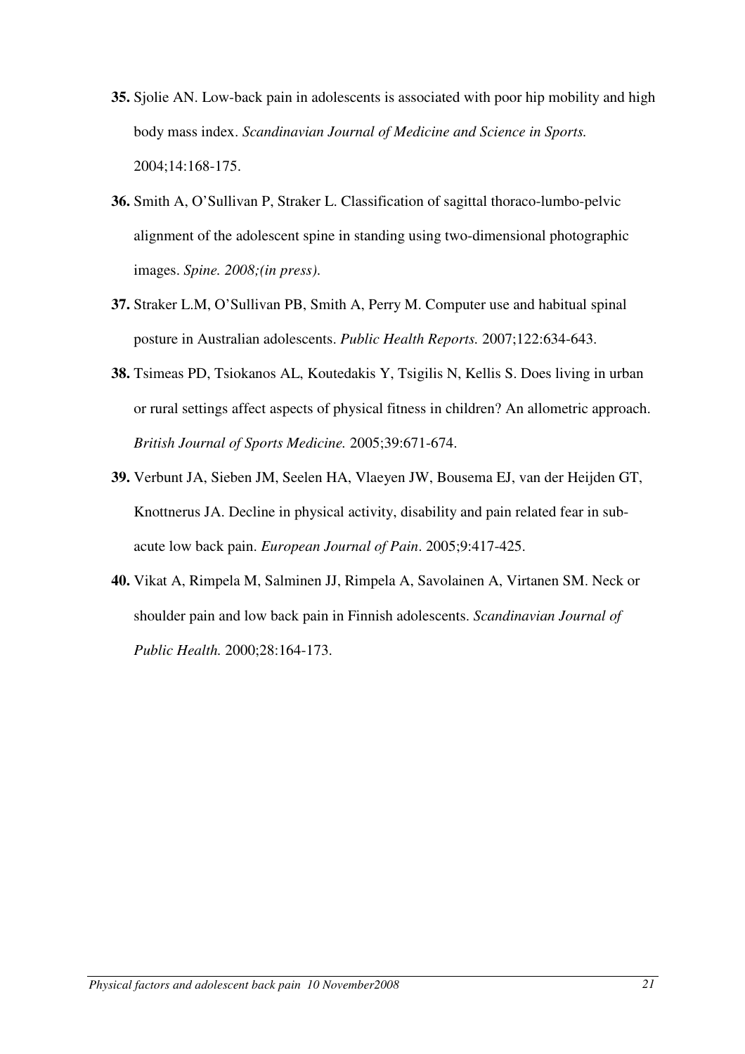**35.** Sjolie AN. Low-back pain in adolescents is associated with poor hip mobility and high body mass index. *Scandinavian Journal of Medicine and Science in Sports.* 2004;14:168-175.

**36.** Smith A, O'Sullivan P, Straker L. Classification of sagittal thoraco-lumbo-pelvic alignment of the adolescent spine in standing using two-dimensional photographic images. *Spine. 2008;(in press).*

**37.** Straker L.M, O'Sullivan PB, Smith A, Perry M. Computer use and habitual spinal posture in Australian adolescents. *Public Health Reports.* 2007;122:634-643.

**38.** Tsimeas PD, Tsiokanos AL, Koutedakis Y, Tsigilis N, Kellis S. Does living in urban or rural settings affect aspects of physical fitness in children? An allometric approach. *British Journal of Sports Medicine.* 2005;39:671-674.

**39.** Verbunt JA, Sieben JM, Seelen HA, Vlaeyen JW, Bousema EJ, van der Heijden GT, Knottnerus JA. Decline in physical activity, disability and pain related fear in sub-acute low back pain. *European Journal of Pain*. 2005;9:417-425.

**40.** Vikat A, Rimpela M, Salminen JJ, Rimpela A, Savolainen A, Virtanen SM. Neck or shoulder pain and low back pain in Finnish adolescents. *Scandinavian Journal of Public Health.* 2000;28:164-173.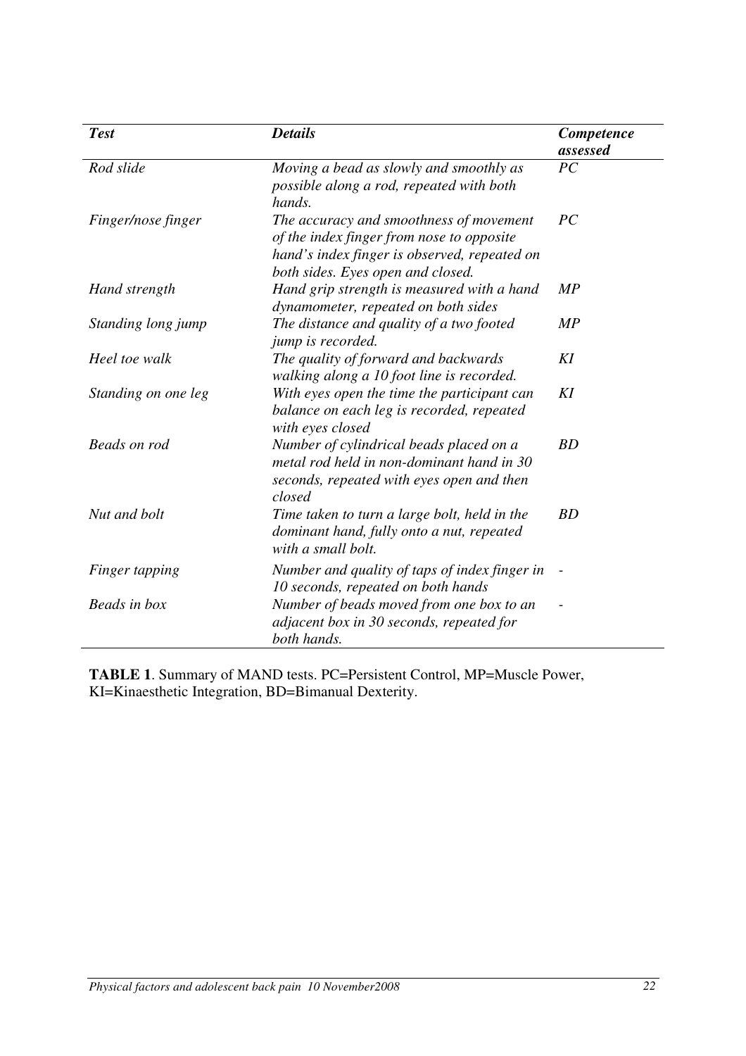| *Test* | *Details* | *Competence assessed* |
|---|---|---|
| *Rod slide* | *Moving a bead as slowly and smoothly as possible along a rod, repeated with both hands.* | *PC* |
| *Finger/nose finger* | *The accuracy and smoothness of movement of the index finger from nose to opposite hand's index finger is observed, repeated on both sides. Eyes open and closed.* | *PC* |
| *Hand strength* | *Hand grip strength is measured with a hand dynamometer, repeated on both sides* | *MP* |
| *Standing long jump* | *The distance and quality of a two footed jump is recorded.* | *MP* |
| *Heel toe walk* | *The quality of forward and backwards walking along a 10 foot line is recorded.* | *KI* |
| *Standing on one leg* | *With eyes open the time the participant can balance on each leg is recorded, repeated with eyes closed* | *KI* |
| *Beads on rod* | *Number of cylindrical beads placed on a metal rod held in non-dominant hand in 30 seconds, repeated with eyes open and then closed* | *BD* |
| *Nut and bolt* | *Time taken to turn a large bolt, held in the dominant hand, fully onto a nut, repeated with a small bolt.* | *BD* |
| *Finger tapping* | *Number and quality of taps of index finger in 10 seconds, repeated on both hands* | - |
| *Beads in box* | *Number of beads moved from one box to an adjacent box in 30 seconds, repeated for both hands.* | - |

**TABLE 1**. Summary of MAND tests. PC=Persistent Control, MP=Muscle Power, KI=Kinaesthetic Integration, BD=Bimanual Dexterity.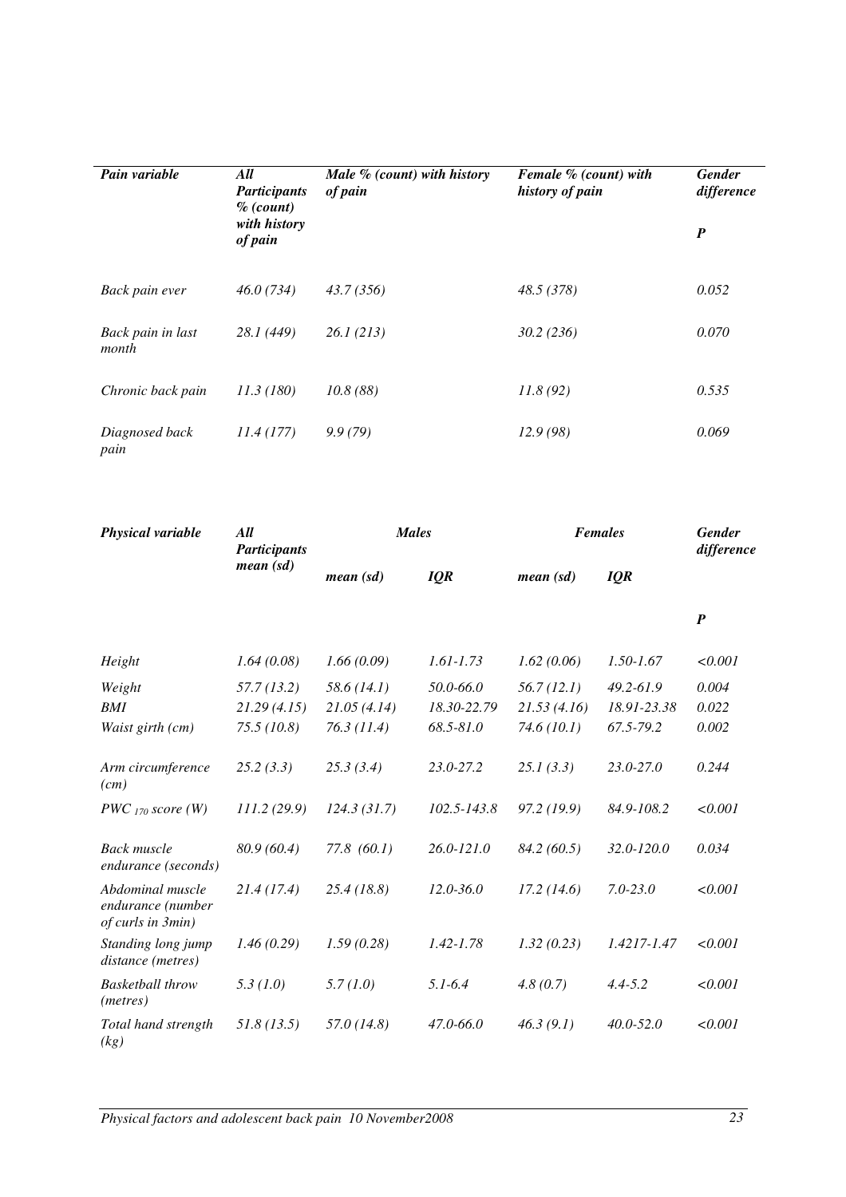| *Pain variable* | *All Participants % (count) with history of pain* | *Male % (count) with history of pain* | *Female % (count) with history of pain* | *Gender difference* $P$ |
|---|---|---|---|---|
| *Back pain ever* | *46.0 (734)* | *43.7 (356)* | *48.5 (378)* | *0.052* |
| *Back pain in last month* | *28.1 (449)* | *26.1 (213)* | *30.2 (236)* | *0.070* |
| *Chronic back pain* | *11.3 (180)* | *10.8 (88)* | *11.8 (92)* | *0.535* |
| *Diagnosed back pain* | *11.4 (177)* | *9.9 (79)* | *12.9 (98)* | *0.069* |

| *Physical variable* | *All Participants mean (sd)* | *Males* | | *Females* | | *Gender difference* |
|---|---|---|---|---|---|---|
| | | *mean (sd)* | *IQR* | *mean (sd)* | *IQR* | $P$ |
| *Height* | *1.64 (0.08)* | *1.66 (0.09)* | *1.61-1.73* | *1.62 (0.06)* | *1.50-1.67* | *<0.001* |
| *Weight* | *57.7 (13.2)* | *58.6 (14.1)* | *50.0-66.0* | *56.7 (12.1)* | *49.2-61.9* | *0.004* |
| *BMI* | *21.29 (4.15)* | *21.05 (4.14)* | *18.30-22.79* | *21.53 (4.16)* | *18.91-23.38* | *0.022* |
| *Waist girth (cm)* | *75.5 (10.8)* | *76.3 (11.4)* | *68.5-81.0* | *74.6 (10.1)* | *67.5-79.2* | *0.002* |
| *Arm circumference (cm)* | *25.2 (3.3)* | *25.3 (3.4)* | *23.0-27.2* | *25.1 (3.3)* | *23.0-27.0* | *0.244* |
| *$PWC_{170}$ score (W)* | *111.2 (29.9)* | *124.3 (31.7)* | *102.5-143.8* | *97.2 (19.9)* | *84.9-108.2* | *<0.001* |
| *Back muscle endurance (seconds)* | *80.9 (60.4)* | *77.8 (60.1)* | *26.0-121.0* | *84.2 (60.5)* | *32.0-120.0* | *0.034* |
| *Abdominal muscle endurance (number of curls in 3min)* | *21.4 (17.4)* | *25.4 (18.8)* | *12.0-36.0* | *17.2 (14.6)* | *7.0-23.0* | *<0.001* |
| *Standing long jump distance (metres)* | *1.46 (0.29)* | *1.59 (0.28)* | *1.42-1.78* | *1.32 (0.23)* | *1.4217-1.47* | *<0.001* |
| *Basketball throw (metres)* | *5.3 (1.0)* | *5.7 (1.0)* | *5.1-6.4* | *4.8 (0.7)* | *4.4-5.2* | *<0.001* |
| *Total hand strength (kg)* | *51.8 (13.5)* | *57.0 (14.8)* | *47.0-66.0* | *46.3 (9.1)* | *40.0-52.0* | *<0.001* |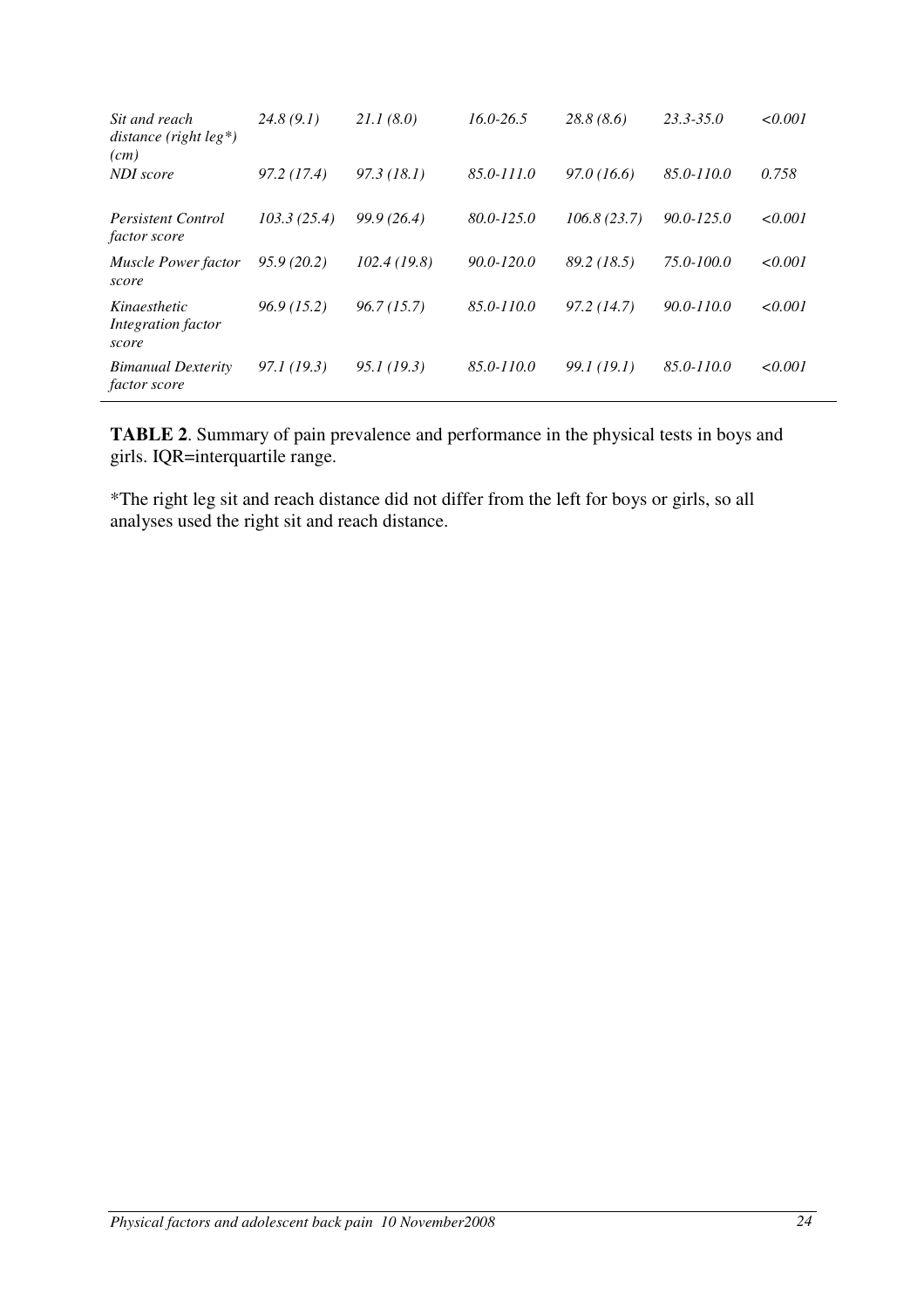| | | | | | | |
|---|---|---|---|---|---|---|
| *Sit and reach distance (right leg\*) (cm)* | *24.8 (9.1)* | *21.1 (8.0)* | *16.0-26.5* | *28.8 (8.6)* | *23.3-35.0* | *<0.001* |
| *NDI score* | *97.2 (17.4)* | *97.3 (18.1)* | *85.0-111.0* | *97.0 (16.6)* | *85.0-110.0* | *0.758* |
| *Persistent Control factor score* | *103.3 (25.4)* | *99.9 (26.4)* | *80.0-125.0* | *106.8 (23.7)* | *90.0-125.0* | *<0.001* |
| *Muscle Power factor score* | *95.9 (20.2)* | *102.4 (19.8)* | *90.0-120.0* | *89.2 (18.5)* | *75.0-100.0* | *<0.001* |
| *Kinaesthetic Integration factor score* | *96.9 (15.2)* | *96.7 (15.7)* | *85.0-110.0* | *97.2 (14.7)* | *90.0-110.0* | *<0.001* |
| *Bimanual Dexterity factor score* | *97.1 (19.3)* | *95.1 (19.3)* | *85.0-110.0* | *99.1 (19.1)* | *85.0-110.0* | *<0.001* |

**TABLE 2**. Summary of pain prevalence and performance in the physical tests in boys and girls. IQR=interquartile range.

*The right leg sit and reach distance did not differ from the left for boys or girls, so all analyses used the right sit and reach distance.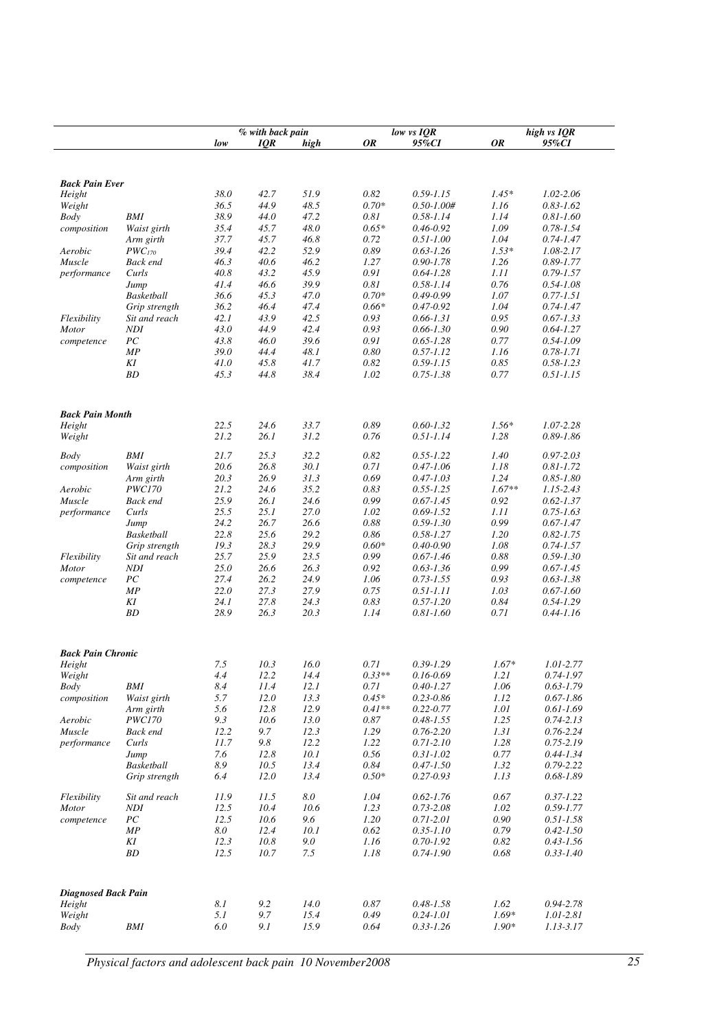| | | % with back pain | | | low vs IQR | | high vs IQR | |
|---|---|---|---|---|---|---|---|---|
| | | *low* | *IQR* | *high* | *OR* | *95%CI* | *OR* | *95%CI* |
| ***Back Pain Ever*** | | | | | | | | |
| *Height* | | 38.0 | 42.7 | 51.9 | 0.82 | 0.59-1.15 | 1.45* | 1.02-2.06 |
| *Weight* | | 36.5 | 44.9 | 48.5 | 0.70* | 0.50-1.00# | 1.16 | 0.83-1.62 |
| *Body* | *BMI* | 38.9 | 44.0 | 47.2 | 0.81 | 0.58-1.14 | 1.14 | 0.81-1.60 |
| *composition* | *Waist girth* | 35.4 | 45.7 | 48.0 | 0.65* | 0.46-0.92 | 1.09 | 0.78-1.54 |
| | *Arm girth* | 37.7 | 45.7 | 46.8 | 0.72 | 0.51-1.00 | 1.04 | 0.74-1.47 |
| *Aerobic* | $PWC_{170}$ | 39.4 | 42.2 | 52.9 | 0.89 | 0.63-1.26 | 1.53* | 1.08-2.17 |
| *Muscle* | *Back end* | 46.3 | 40.6 | 46.2 | 1.27 | 0.90-1.78 | 1.26 | 0.89-1.77 |
| *performance* | *Curls* | 40.8 | 43.2 | 45.9 | 0.91 | 0.64-1.28 | 1.11 | 0.79-1.57 |
| | *Jump* | 41.4 | 46.6 | 39.9 | 0.81 | 0.58-1.14 | 0.76 | 0.54-1.08 |
| | *Basketball* | 36.6 | 45.3 | 47.0 | 0.70* | 0.49-0.99 | 1.07 | 0.77-1.51 |
| | *Grip strength* | 36.2 | 46.4 | 47.4 | 0.66* | 0.47-0.92 | 1.04 | 0.74-1.47 |
| *Flexibility* | *Sit and reach* | 42.1 | 43.9 | 42.5 | 0.93 | 0.66-1.31 | 0.95 | 0.67-1.33 |
| *Motor* | *NDI* | 43.0 | 44.9 | 42.4 | 0.93 | 0.66-1.30 | 0.90 | 0.64-1.27 |
| *competence* | *PC* | 43.8 | 46.0 | 39.6 | 0.91 | 0.65-1.28 | 0.77 | 0.54-1.09 |
| | *MP* | 39.0 | 44.4 | 48.1 | 0.80 | 0.57-1.12 | 1.16 | 0.78-1.71 |
| | *KI* | 41.0 | 45.8 | 41.7 | 0.82 | 0.59-1.15 | 0.85 | 0.58-1.23 |
| | *BD* | 45.3 | 44.8 | 38.4 | 1.02 | 0.75-1.38 | 0.77 | 0.51-1.15 |
| ***Back Pain Month*** | | | | | | | | |
| *Height* | | 22.5 | 24.6 | 33.7 | 0.89 | 0.60-1.32 | 1.56* | 1.07-2.28 |
| *Weight* | | 21.2 | 26.1 | 31.2 | 0.76 | 0.51-1.14 | 1.28 | 0.89-1.86 |
| *Body* | *BMI* | 21.7 | 25.3 | 32.2 | 0.82 | 0.55-1.22 | 1.40 | 0.97-2.03 |
| *composition* | *Waist girth* | 20.6 | 26.8 | 30.1 | 0.71 | 0.47-1.06 | 1.18 | 0.81-1.72 |
| | *Arm girth* | 20.3 | 26.9 | 31.3 | 0.69 | 0.47-1.03 | 1.24 | 0.85-1.80 |
| *Aerobic* | *PWC170* | 21.2 | 24.6 | 35.2 | 0.83 | 0.55-1.25 | 1.67** | 1.15-2.43 |
| *Muscle* | *Back end* | 25.9 | 26.1 | 24.6 | 0.99 | 0.67-1.45 | 0.92 | 0.62-1.37 |
| *performance* | *Curls* | 25.5 | 25.1 | 27.0 | 1.02 | 0.69-1.52 | 1.11 | 0.75-1.63 |
| | *Jump* | 24.2 | 26.7 | 26.6 | 0.88 | 0.59-1.30 | 0.99 | 0.67-1.47 |
| | *Basketball* | 22.8 | 25.6 | 29.2 | 0.86 | 0.58-1.27 | 1.20 | 0.82-1.75 |
| | *Grip strength* | 19.3 | 28.3 | 29.9 | 0.60* | 0.40-0.90 | 1.08 | 0.74-1.57 |
| *Flexibility* | *Sit and reach* | 25.7 | 25.9 | 23.5 | 0.99 | 0.67-1.46 | 0.88 | 0.59-1.30 |
| *Motor* | *NDI* | 25.0 | 26.6 | 26.3 | 0.92 | 0.63-1.36 | 0.99 | 0.67-1.45 |
| *competence* | *PC* | 27.4 | 26.2 | 24.9 | 1.06 | 0.73-1.55 | 0.93 | 0.63-1.38 |
| | *MP* | 22.0 | 27.3 | 27.9 | 0.75 | 0.51-1.11 | 1.03 | 0.67-1.60 |
| | *KI* | 24.1 | 27.8 | 24.3 | 0.83 | 0.57-1.20 | 0.84 | 0.54-1.29 |
| | *BD* | 28.9 | 26.3 | 20.3 | 1.14 | 0.81-1.60 | 0.71 | 0.44-1.16 |
| ***Back Pain Chronic*** | | | | | | | | |
| *Height* | | 7.5 | 10.3 | 16.0 | 0.71 | 0.39-1.29 | 1.67* | 1.01-2.77 |
| *Weight* | | 4.4 | 12.2 | 14.4 | 0.33** | 0.16-0.69 | 1.21 | 0.74-1.97 |
| *Body* | *BMI* | 8.4 | 11.4 | 12.1 | 0.71 | 0.40-1.27 | 1.06 | 0.63-1.79 |
| *composition* | *Waist girth* | 5.7 | 12.0 | 13.3 | 0.45* | 0.23-0.86 | 1.12 | 0.67-1.86 |
| | *Arm girth* | 5.6 | 12.8 | 12.9 | 0.41** | 0.22-0.77 | 1.01 | 0.61-1.69 |
| *Aerobic* | *PWC170* | 9.3 | 10.6 | 13.0 | 0.87 | 0.48-1.55 | 1.25 | 0.74-2.13 |
| *Muscle* | *Back end* | 12.2 | 9.7 | 12.3 | 1.29 | 0.76-2.20 | 1.31 | 0.76-2.24 |
| *performance* | *Curls* | 11.7 | 9.8 | 12.2 | 1.22 | 0.71-2.10 | 1.28 | 0.75-2.19 |
| | *Jump* | 7.6 | 12.8 | 10.1 | 0.56 | 0.31-1.02 | 0.77 | 0.44-1.34 |
| | *Basketball* | 8.9 | 10.5 | 13.4 | 0.84 | 0.47-1.50 | 1.32 | 0.79-2.22 |
| | *Grip strength* | 6.4 | 12.0 | 13.4 | 0.50* | 0.27-0.93 | 1.13 | 0.68-1.89 |
| *Flexibility* | *Sit and reach* | 11.9 | 11.5 | 8.0 | 1.04 | 0.62-1.76 | 0.67 | 0.37-1.22 |
| *Motor* | *NDI* | 12.5 | 10.4 | 10.6 | 1.23 | 0.73-2.08 | 1.02 | 0.59-1.77 |
| *competence* | *PC* | 12.5 | 10.6 | 9.6 | 1.20 | 0.71-2.01 | 0.90 | 0.51-1.58 |
| | *MP* | 8.0 | 12.4 | 10.1 | 0.62 | 0.35-1.10 | 0.79 | 0.42-1.50 |
| | *KI* | 12.3 | 10.8 | 9.0 | 1.16 | 0.70-1.92 | 0.82 | 0.43-1.56 |
| | *BD* | 12.5 | 10.7 | 7.5 | 1.18 | 0.74-1.90 | 0.68 | 0.33-1.40 |
| ***Diagnosed Back Pain*** | | | | | | | | |
| *Height* | | 8.1 | 9.2 | 14.0 | 0.87 | 0.48-1.58 | 1.62 | 0.94-2.78 |
| *Weight* | | 5.1 | 9.7 | 15.4 | 0.49 | 0.24-1.01 | 1.69* | 1.01-2.81 |
| *Body* | *BMI* | 6.0 | 9.1 | 15.9 | 0.64 | 0.33-1.26 | 1.90* | 1.13-3.17 |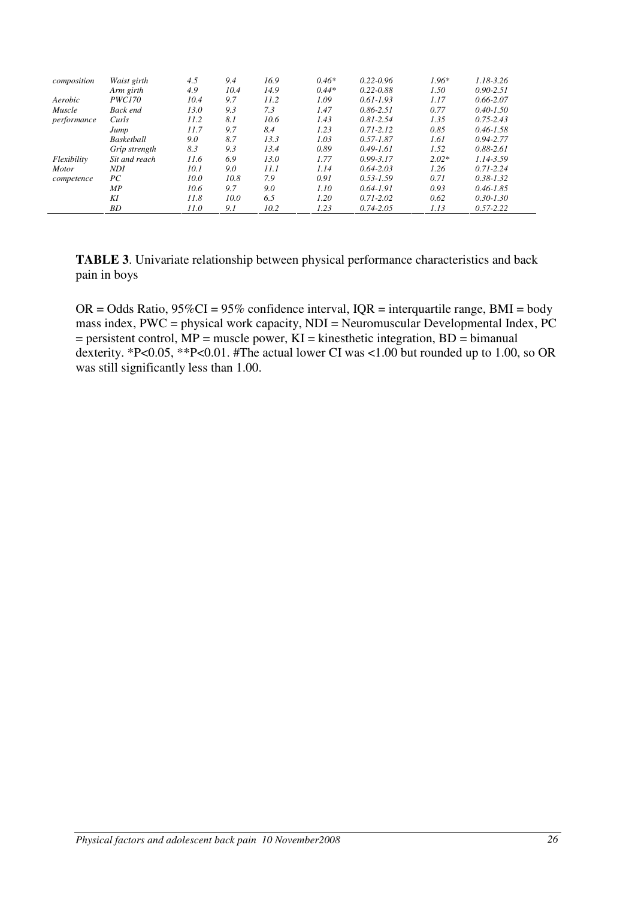| | | | | | | | | |
|---|---|---|---|---|---|---|---|---|
| *composition* | *Waist girth* | *4.5* | *9.4* | *16.9* | *0.46** | *0.22-0.96* | *1.96** | *1.18-3.26* |
| | *Arm girth* | *4.9* | *10.4* | *14.9* | *0.44** | *0.22-0.88* | *1.50* | *0.90-2.51* |
| *Aerobic* | *PWC170* | *10.4* | *9.7* | *11.2* | *1.09* | *0.61-1.93* | *1.17* | *0.66-2.07* |
| *Muscle* | *Back end* | *13.0* | *9.3* | *7.3* | *1.47* | *0.86-2.51* | *0.77* | *0.40-1.50* |
| *performance* | *Curls* | *11.2* | *8.1* | *10.6* | *1.43* | *0.81-2.54* | *1.35* | *0.75-2.43* |
| | *Jump* | *11.7* | *9.7* | *8.4* | *1.23* | *0.71-2.12* | *0.85* | *0.46-1.58* |
| | *Basketball* | *9.0* | *8.7* | *13.3* | *1.03* | *0.57-1.87* | *1.61* | *0.94-2.77* |
| | *Grip strength* | *8.3* | *9.3* | *13.4* | *0.89* | *0.49-1.61* | *1.52* | *0.88-2.61* |
| *Flexibility* | *Sit and reach* | *11.6* | *6.9* | *13.0* | *1.77* | *0.99-3.17* | *2.02** | *1.14-3.59* |
| *Motor* | *NDI* | *10.1* | *9.0* | *11.1* | *1.14* | *0.64-2.03* | *1.26* | *0.71-2.24* |
| *competence* | *PC* | *10.0* | *10.8* | *7.9* | *0.91* | *0.53-1.59* | *0.71* | *0.38-1.32* |
| | *MP* | *10.6* | *9.7* | *9.0* | *1.10* | *0.64-1.91* | *0.93* | *0.46-1.85* |
| | *KI* | *11.8* | *10.0* | *6.5* | *1.20* | *0.71-2.02* | *0.62* | *0.30-1.30* |
| | *BD* | *11.0* | *9.1* | *10.2* | *1.23* | *0.74-2.05* | *1.13* | *0.57-2.22* |

**TABLE 3**. Univariate relationship between physical performance characteristics and back pain in boys

OR = Odds Ratio, 95%CI = 95% confidence interval, IQR = interquartile range, BMI = body mass index, PWC = physical work capacity, NDI = Neuromuscular Developmental Index, PC = persistent control, MP = muscle power, KI = kinesthetic integration, BD = bimanual dexterity. *P<0.05, **P<0.01. #The actual lower CI was <1.00 but rounded up to 1.00, so OR was still significantly less than 1.00.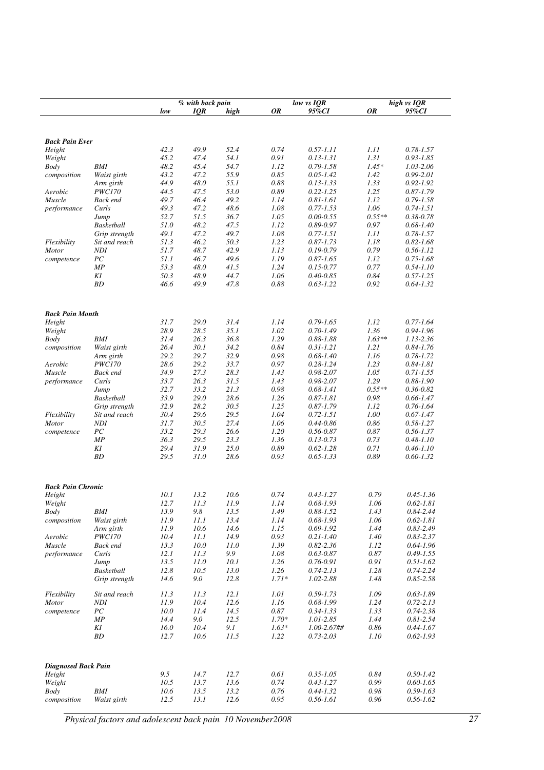| | | % with back pain | | | low vs IQR | | high vs IQR | |
|---|---|---|---|---|---|---|---|---|
| | | low | IQR | high | OR | 95%CI | OR | 95%CI |
| **Back Pain Ever** | | | | | | | | |
| Height | | 42.3 | 49.9 | 52.4 | 0.74 | 0.57-1.11 | 1.11 | 0.78-1.57 |
| Weight | | 45.2 | 47.4 | 54.1 | 0.91 | 0.13-1.31 | 1.31 | 0.93-1.85 |
| Body | BMI | 48.2 | 45.4 | 54.7 | 1.12 | 0.79-1.58 | 1.45* | 1.03-2.06 |
| composition | Waist girth | 43.2 | 47.2 | 55.9 | 0.85 | 0.05-1.42 | 1.42 | 0.99-2.01 |
| | Arm girth | 44.9 | 48.0 | 55.1 | 0.88 | 0.13-1.33 | 1.33 | 0.92-1.92 |
| Aerobic | PWC170 | 44.5 | 47.5 | 53.0 | 0.89 | 0.22-1.25 | 1.25 | 0.87-1.79 |
| Muscle | Back end | 49.7 | 46.4 | 49.2 | 1.14 | 0.81-1.61 | 1.12 | 0.79-1.58 |
| performance | Curls | 49.3 | 47.2 | 48.6 | 1.08 | 0.77-1.53 | 1.06 | 0.74-1.51 |
| | Jump | 52.7 | 51.5 | 36.7 | 1.05 | 0.00-0.55 | 0.55** | 0.38-0.78 |
| | Basketball | 51.0 | 48.2 | 47.5 | 1.12 | 0.89-0.97 | 0.97 | 0.68-1.40 |
| | Grip strength | 49.1 | 47.2 | 49.7 | 1.08 | 0.77-1.51 | 1.11 | 0.78-1.57 |
| Flexibility | Sit and reach | 51.3 | 46.2 | 50.3 | 1.23 | 0.87-1.73 | 1.18 | 0.82-1.68 |
| Motor | NDI | 51.7 | 48.7 | 42.9 | 1.13 | 0.19-0.79 | 0.79 | 0.56-1.12 |
| competence | PC | 51.1 | 46.7 | 49.6 | 1.19 | 0.87-1.65 | 1.12 | 0.75-1.68 |
| | MP | 53.3 | 48.0 | 41.5 | 1.24 | 0.15-0.77 | 0.77 | 0.54-1.10 |
| | KI | 50.3 | 48.9 | 44.7 | 1.06 | 0.40-0.85 | 0.84 | 0.57-1.25 |
| | BD | 46.6 | 49.9 | 47.8 | 0.88 | 0.63-1.22 | 0.92 | 0.64-1.32 |
| **Back Pain Month** | | | | | | | | |
| Height | | 31.7 | 29.0 | 31.4 | 1.14 | 0.79-1.65 | 1.12 | 0.77-1.64 |
| Weight | | 28.9 | 28.5 | 35.1 | 1.02 | 0.70-1.49 | 1.36 | 0.94-1.96 |
| Body | BMI | 31.4 | 26.3 | 36.8 | 1.29 | 0.88-1.88 | 1.63** | 1.13-2.36 |
| composition | Waist girth | 26.4 | 30.1 | 34.2 | 0.84 | 0.31-1.21 | 1.21 | 0.84-1.76 |
| | Arm girth | 29.2 | 29.7 | 32.9 | 0.98 | 0.68-1.40 | 1.16 | 0.78-1.72 |
| Aerobic | PWC170 | 28.6 | 29.2 | 33.7 | 0.97 | 0.28-1.24 | 1.23 | 0.84-1.81 |
| Muscle | Back end | 34.9 | 27.3 | 28.3 | 1.43 | 0.98-2.07 | 1.05 | 0.71-1.55 |
| performance | Curls | 33.7 | 26.3 | 31.5 | 1.43 | 0.98-2.07 | 1.29 | 0.88-1.90 |
| | Jump | 32.7 | 33.2 | 21.3 | 0.98 | 0.68-1.41 | 0.55** | 0.36-0.82 |
| | Basketball | 33.9 | 29.0 | 28.6 | 1.26 | 0.87-1.81 | 0.98 | 0.66-1.47 |
| | Grip strength | 32.9 | 28.2 | 30.5 | 1.25 | 0.87-1.79 | 1.12 | 0.76-1.64 |
| Flexibility | Sit and reach | 30.4 | 29.6 | 29.5 | 1.04 | 0.72-1.51 | 1.00 | 0.67-1.47 |
| Motor | NDI | 31.7 | 30.5 | 27.4 | 1.06 | 0.44-0.86 | 0.86 | 0.58-1.27 |
| competence | PC | 33.2 | 29.3 | 26.6 | 1.20 | 0.56-0.87 | 0.87 | 0.56-1.37 |
| | MP | 36.3 | 29.5 | 23.3 | 1.36 | 0.13-0.73 | 0.73 | 0.48-1.10 |
| | KI | 29.4 | 31.9 | 25.0 | 0.89 | 0.62-1.28 | 0.71 | 0.46-1.10 |
| | BD | 29.5 | 31.0 | 28.6 | 0.93 | 0.65-1.33 | 0.89 | 0.60-1.32 |
| **Back Pain Chronic** | | | | | | | | |
| Height | | 10.1 | 13.2 | 10.6 | 0.74 | 0.43-1.27 | 0.79 | 0.45-1.36 |
| Weight | | 12.7 | 11.3 | 11.9 | 1.14 | 0.68-1.93 | 1.06 | 0.62-1.81 |
| Body | BMI | 13.9 | 9.8 | 13.5 | 1.49 | 0.88-1.52 | 1.43 | 0.84-2.44 |
| composition | Waist girth | 11.9 | 11.1 | 13.4 | 1.14 | 0.68-1.93 | 1.06 | 0.62-1.81 |
| | Arm girth | 11.9 | 10.6 | 14.6 | 1.15 | 0.69-1.92 | 1.44 | 0.83-2.49 |
| Aerobic | PWC170 | 10.4 | 11.1 | 14.9 | 0.93 | 0.21-1.40 | 1.40 | 0.83-2.37 |
| Muscle | Back end | 13.3 | 10.0 | 11.0 | 1.39 | 0.82-2.36 | 1.12 | 0.64-1.96 |
| performance | Curls | 12.1 | 11.3 | 9.9 | 1.08 | 0.63-0.87 | 0.87 | 0.49-1.55 |
| | Jump | 13.5 | 11.0 | 10.1 | 1.26 | 0.76-0.91 | 0.91 | 0.51-1.62 |
| | Basketball | 12.8 | 10.5 | 13.0 | 1.26 | 0.74-2.13 | 1.28 | 0.74-2.24 |
| | Grip strength | 14.6 | 9.0 | 12.8 | 1.71* | 1.02-2.88 | 1.48 | 0.85-2.58 |
| Flexibility | Sit and reach | 11.3 | 11.3 | 12.1 | 1.01 | 0.59-1.73 | 1.09 | 0.63-1.89 |
| Motor | NDI | 11.9 | 10.4 | 12.6 | 1.16 | 0.68-1.99 | 1.24 | 0.72-2.13 |
| competence | PC | 10.0 | 11.4 | 14.5 | 0.87 | 0.34-1.33 | 1.33 | 0.74-2.38 |
| | MP | 14.4 | 9.0 | 12.5 | 1.70* | 1.01-2.85 | 1.44 | 0.81-2.54 |
| | KI | 16.0 | 10.4 | 9.1 | 1.63* | 1.00-2.67## | 0.86 | 0.44-1.67 |
| | BD | 12.7 | 10.6 | 11.5 | 1.22 | 0.73-2.03 | 1.10 | 0.62-1.93 |
| **Diagnosed Back Pain** | | | | | | | | |
| Height | | 9.5 | 14.7 | 12.7 | 0.61 | 0.35-1.05 | 0.84 | 0.50-1.42 |
| Weight | | 10.5 | 13.7 | 13.6 | 0.74 | 0.43-1.27 | 0.99 | 0.60-1.65 |
| Body | BMI | 10.6 | 13.5 | 13.2 | 0.76 | 0.44-1.32 | 0.98 | 0.59-1.63 |
| composition | Waist girth | 12.5 | 13.1 | 12.6 | 0.95 | 0.56-1.61 | 0.96 | 0.56-1.62 |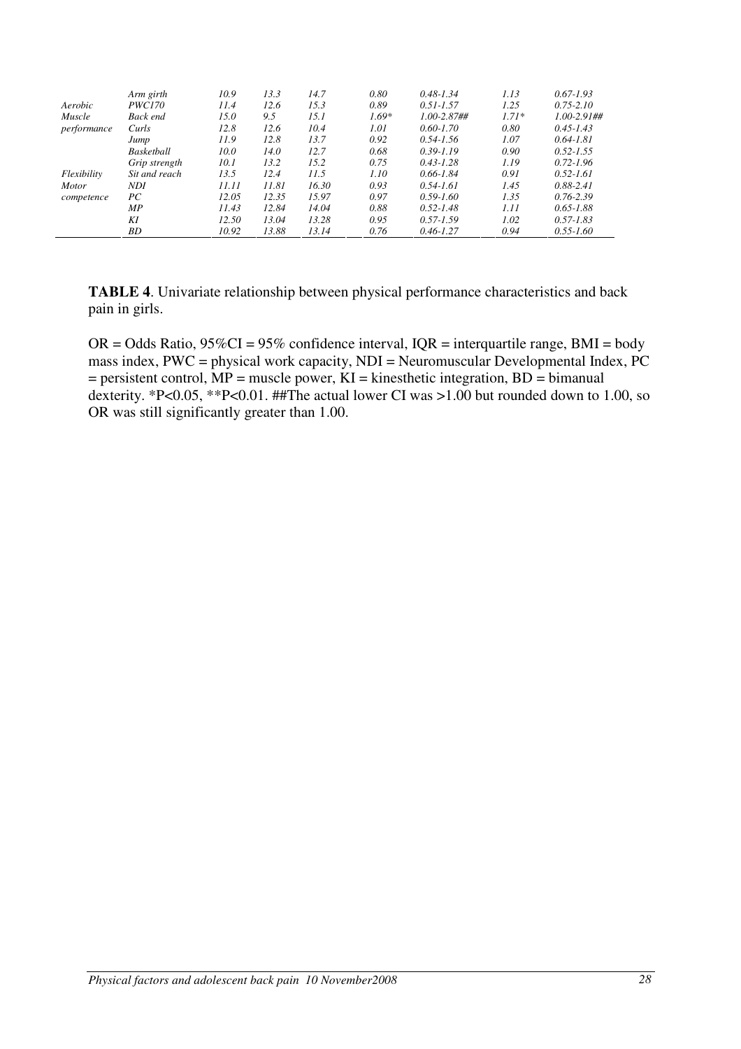| | | | | | | | | |
|---|---|---|---|---|---|---|---|---|
| | *Arm girth* | *10.9* | *13.3* | *14.7* | *0.80* | *0.48-1.34* | *1.13* | *0.67-1.93* |
| *Aerobic* | *PWC170* | *11.4* | *12.6* | *15.3* | *0.89* | *0.51-1.57* | *1.25* | *0.75-2.10* |
| *Muscle performance* | *Back end* | *15.0* | *9.5* | *15.1* | *1.69** | *1.00-2.87##* | *1.71** | *1.00-2.91##* |
| | *Curls* | *12.8* | *12.6* | *10.4* | *1.01* | *0.60-1.70* | *0.80* | *0.45-1.43* |
| | *Jump* | *11.9* | *12.8* | *13.7* | *0.92* | *0.54-1.56* | *1.07* | *0.64-1.81* |
| | *Basketball* | *10.0* | *14.0* | *12.7* | *0.68* | *0.39-1.19* | *0.90* | *0.52-1.55* |
| | *Grip strength* | *10.1* | *13.2* | *15.2* | *0.75* | *0.43-1.28* | *1.19* | *0.72-1.96* |
| *Flexibility* | *Sit and reach* | *13.5* | *12.4* | *11.5* | *1.10* | *0.66-1.84* | *0.91* | *0.52-1.61* |
| *Motor competence* | *NDI* | *11.11* | *11.81* | *16.30* | *0.93* | *0.54-1.61* | *1.45* | *0.88-2.41* |
| | *PC* | *12.05* | *12.35* | *15.97* | *0.97* | *0.59-1.60* | *1.35* | *0.76-2.39* |
| | *MP* | *11.43* | *12.84* | *14.04* | *0.88* | *0.52-1.48* | *1.11* | *0.65-1.88* |
| | *KI* | *12.50* | *13.04* | *13.28* | *0.95* | *0.57-1.59* | *1.02* | *0.57-1.83* |
| | *BD* | *10.92* | *13.88* | *13.14* | *0.76* | *0.46-1.27* | *0.94* | *0.55-1.60* |

**TABLE 4**. Univariate relationship between physical performance characteristics and back pain in girls.

OR = Odds Ratio, 95%CI = 95% confidence interval, IQR = interquartile range, BMI = body mass index, PWC = physical work capacity, NDI = Neuromuscular Developmental Index, PC = persistent control, MP = muscle power, KI = kinesthetic integration, BD = bimanual dexterity. *P<0.05, **P<0.01. ##The actual lower CI was >1.00 but rounded down to 1.00, so OR was still significantly greater than 1.00.